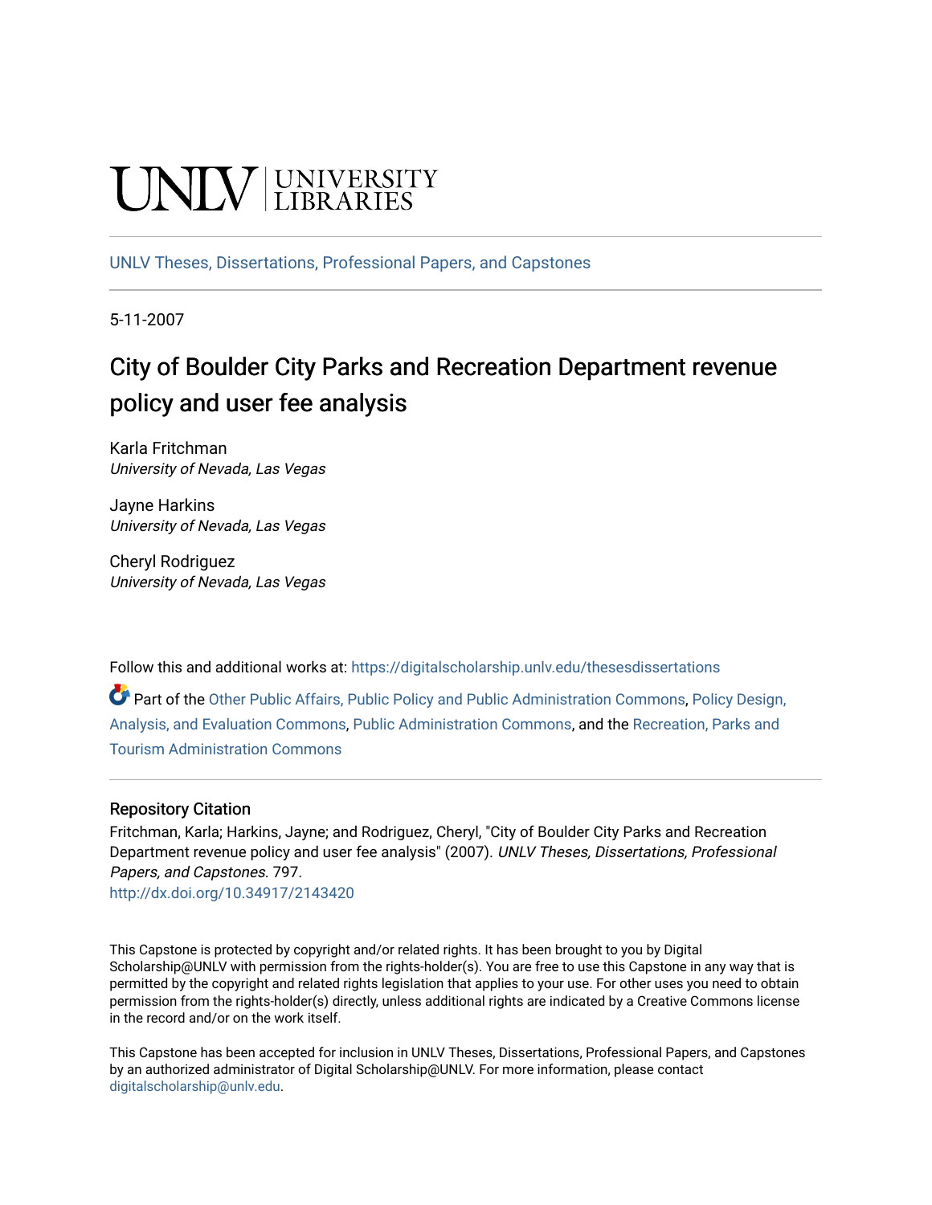UNLV | UNIVERSITY LIBRARIES

UNLV Theses, Dissertations, Professional Papers, and Capstones

5-11-2007

# City of Boulder City Parks and Recreation Department revenue policy and user fee analysis

Karla Fritchman
*University of Nevada, Las Vegas*

Jayne Harkins
*University of Nevada, Las Vegas*

Cheryl Rodriguez
*University of Nevada, Las Vegas*

Follow this and additional works at: https://digitalscholarship.unlv.edu/thesesdissertations

Part of the Other Public Affairs, Public Policy and Public Administration Commons, Policy Design, Analysis, and Evaluation Commons, Public Administration Commons, and the Recreation, Parks and Tourism Administration Commons

## Repository Citation

Fritchman, Karla; Harkins, Jayne; and Rodriguez, Cheryl, "City of Boulder City Parks and Recreation Department revenue policy and user fee analysis" (2007). *UNLV Theses, Dissertations, Professional Papers, and Capstones*. 797.
http://dx.doi.org/10.34917/2143420

This Capstone is protected by copyright and/or related rights. It has been brought to you by Digital Scholarship@UNLV with permission from the rights-holder(s). You are free to use this Capstone in any way that is permitted by the copyright and related rights legislation that applies to your use. For other uses you need to obtain permission from the rights-holder(s) directly, unless additional rights are indicated by a Creative Commons license in the record and/or on the work itself.

This Capstone has been accepted for inclusion in UNLV Theses, Dissertations, Professional Papers, and Capstones by an authorized administrator of Digital Scholarship@UNLV. For more information, please contact digitalscholarship@unlv.edu.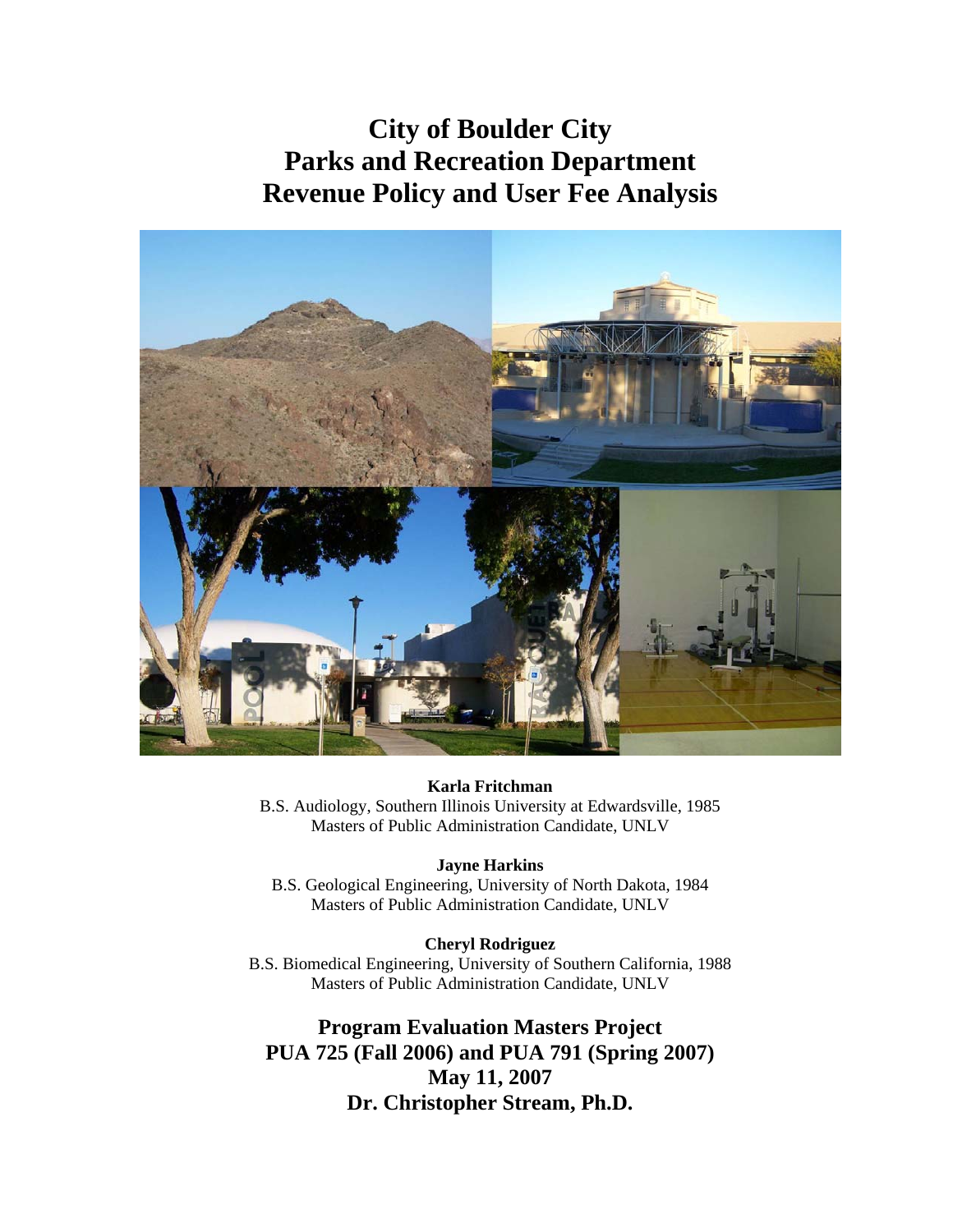# City of Boulder City
# Parks and Recreation Department
# Revenue Policy and User Fee Analysis

**Karla Fritchman**
B.S. Audiology, Southern Illinois University at Edwardsville, 1985
Masters of Public Administration Candidate, UNLV

**Jayne Harkins**
B.S. Geological Engineering, University of North Dakota, 1984
Masters of Public Administration Candidate, UNLV

**Cheryl Rodriguez**
B.S. Biomedical Engineering, University of Southern California, 1988
Masters of Public Administration Candidate, UNLV

**Program Evaluation Masters Project**
**PUA 725 (Fall 2006) and PUA 791 (Spring 2007)**
**May 11, 2007**
**Dr. Christopher Stream, Ph.D.**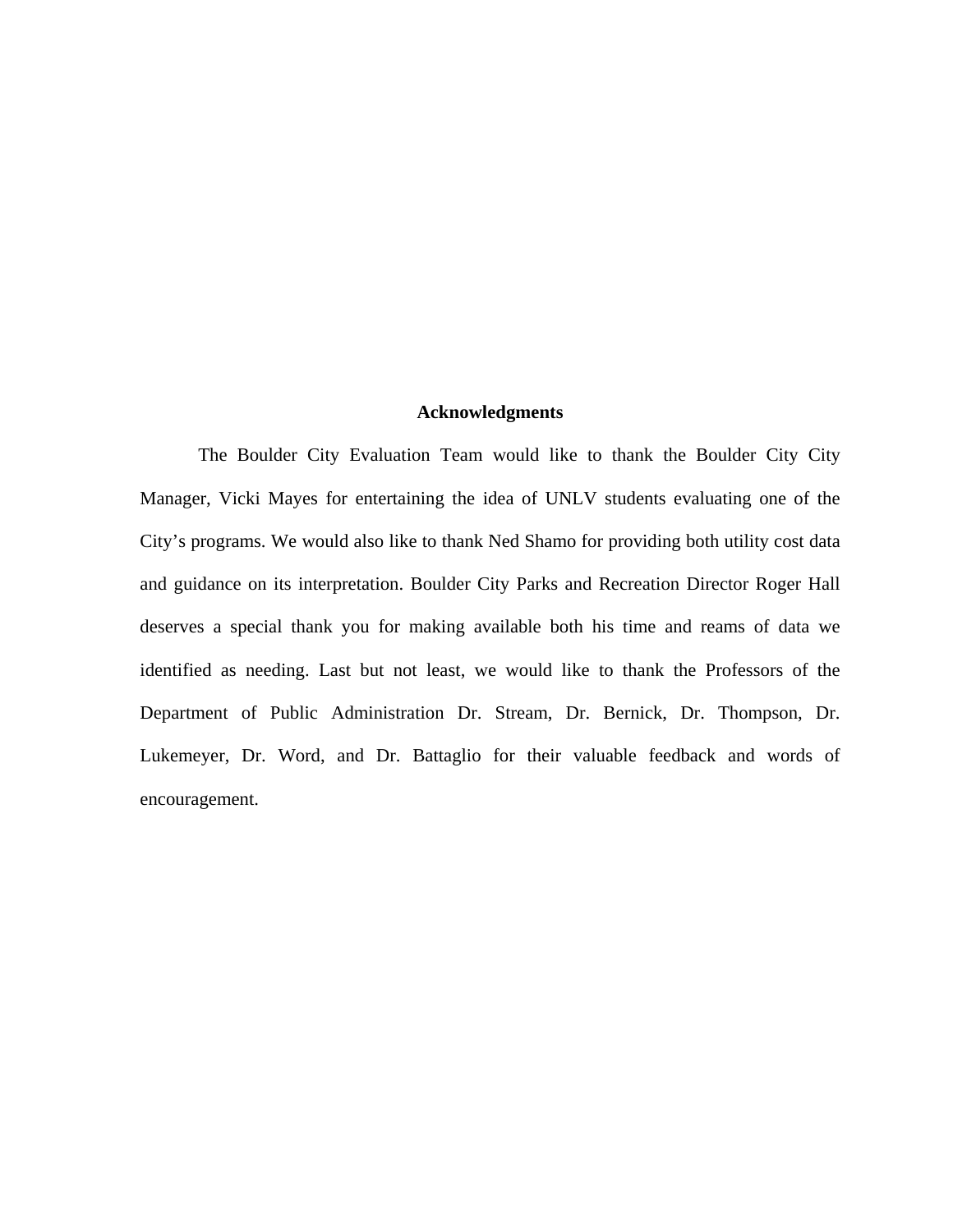## Acknowledgments

The Boulder City Evaluation Team would like to thank the Boulder City City Manager, Vicki Mayes for entertaining the idea of UNLV students evaluating one of the City's programs. We would also like to thank Ned Shamo for providing both utility cost data and guidance on its interpretation. Boulder City Parks and Recreation Director Roger Hall deserves a special thank you for making available both his time and reams of data we identified as needing. Last but not least, we would like to thank the Professors of the Department of Public Administration Dr. Stream, Dr. Bernick, Dr. Thompson, Dr. Lukemeyer, Dr. Word, and Dr. Battaglio for their valuable feedback and words of encouragement.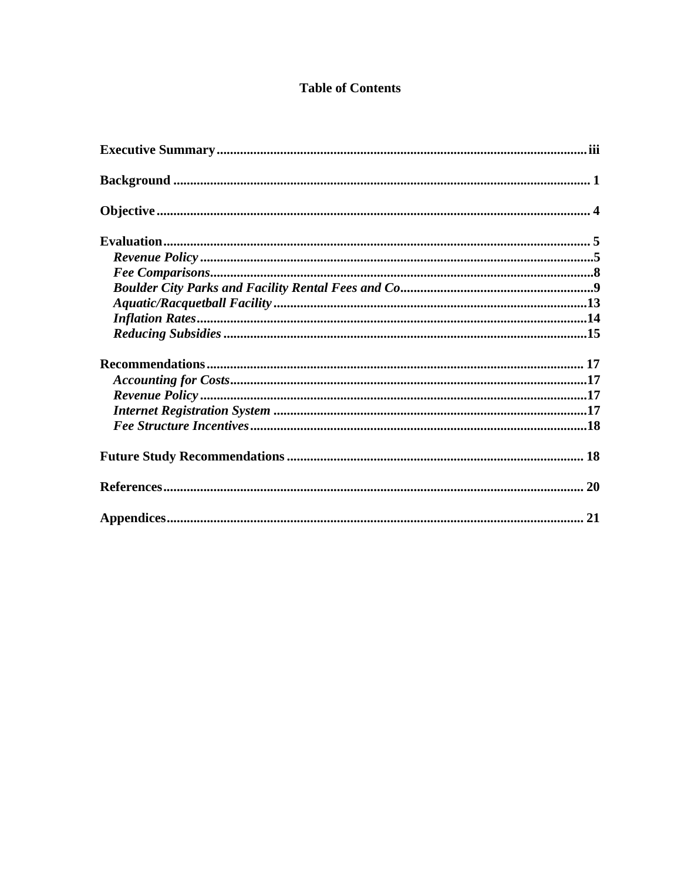# Table of Contents

**Executive Summary** ........ iii

**Background** ........ 1

**Objective** ........ 4

**Evaluation** ........ 5

- *Revenue Policy* ........ 5
- *Fee Comparisons* ........ 8
- *Boulder City Parks and Facility Rental Fees and Co* ........ 9
- *Aquatic/Racquetball Facility* ........ 13
- *Inflation Rates* ........ 14
- *Reducing Subsidies* ........ 15

**Recommendations** ........ 17

- *Accounting for Costs* ........ 17
- *Revenue Policy* ........ 17
- *Internet Registration System* ........ 17
- *Fee Structure Incentives* ........ 18

**Future Study Recommendations** ........ 18

**References** ........ 20

**Appendices** ........ 21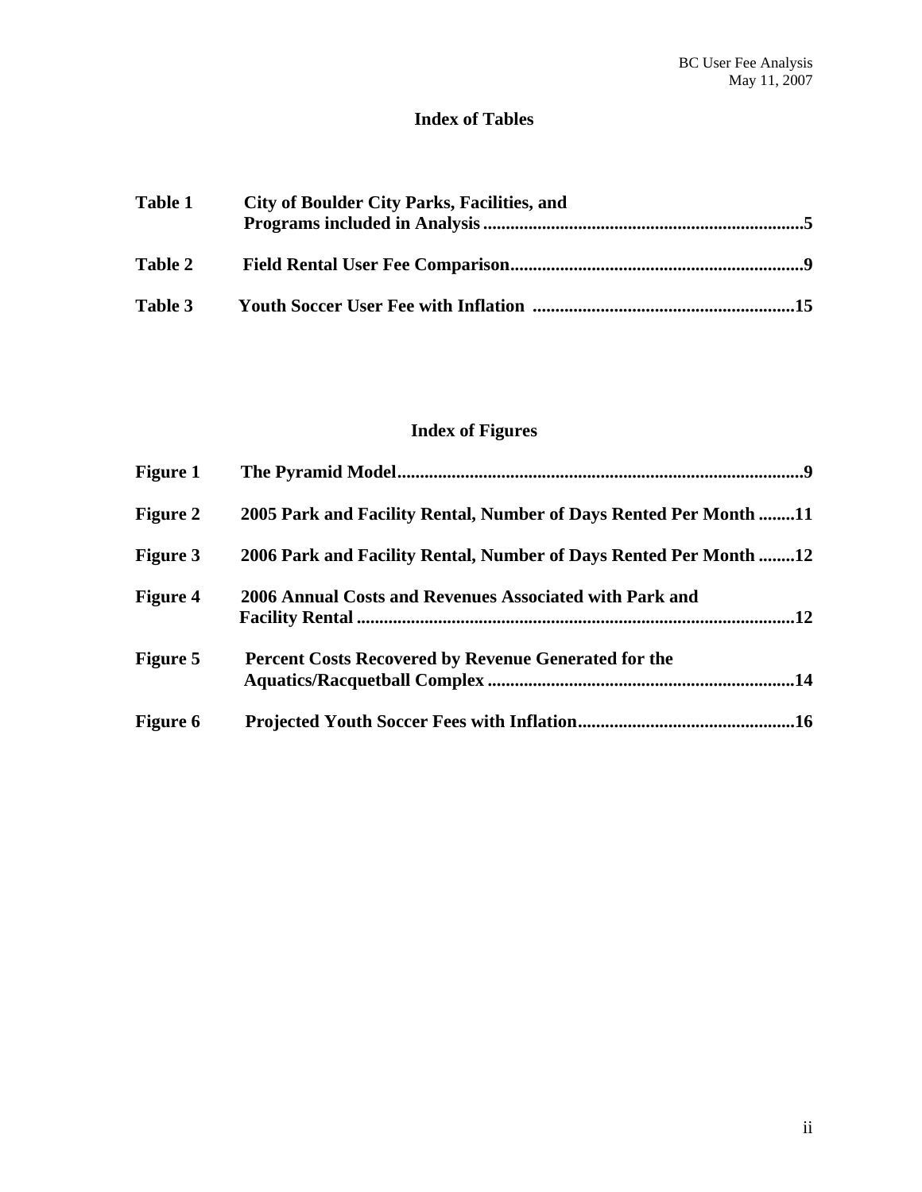## Index of Tables

**Table 1** **City of Boulder City Parks, Facilities, and Programs included in Analysis......................................................................5**

**Table 2** **Field Rental User Fee Comparison.................................................................9**

**Table 3** **Youth Soccer User Fee with Inflation ..........................................................15**

## Index of Figures

**Figure 1** **The Pyramid Model..........................................................................................9**

**Figure 2** **2005 Park and Facility Rental, Number of Days Rented Per Month ........11**

**Figure 3** **2006 Park and Facility Rental, Number of Days Rented Per Month ........12**

**Figure 4** **2006 Annual Costs and Revenues Associated with Park and Facility Rental .................................................................................................12**

**Figure 5** **Percent Costs Recovered by Revenue Generated for the Aquatics/Racquetball Complex ...................................................................14**

**Figure 6** **Projected Youth Soccer Fees with Inflation................................................16**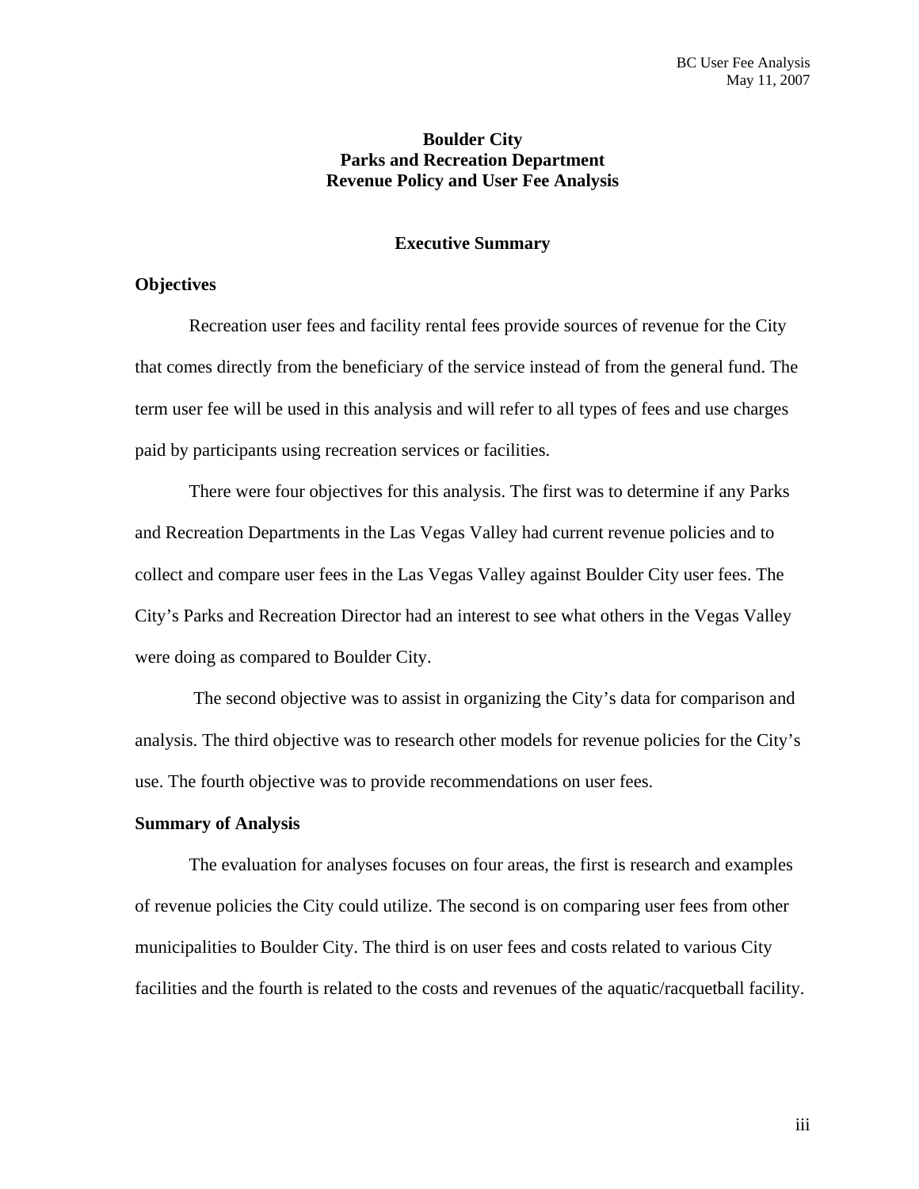# Boulder City
# Parks and Recreation Department
# Revenue Policy and User Fee Analysis

## Executive Summary

### Objectives

Recreation user fees and facility rental fees provide sources of revenue for the City that comes directly from the beneficiary of the service instead of from the general fund. The term user fee will be used in this analysis and will refer to all types of fees and use charges paid by participants using recreation services or facilities.

There were four objectives for this analysis. The first was to determine if any Parks and Recreation Departments in the Las Vegas Valley had current revenue policies and to collect and compare user fees in the Las Vegas Valley against Boulder City user fees. The City's Parks and Recreation Director had an interest to see what others in the Vegas Valley were doing as compared to Boulder City.

The second objective was to assist in organizing the City's data for comparison and analysis. The third objective was to research other models for revenue policies for the City's use. The fourth objective was to provide recommendations on user fees.

### Summary of Analysis

The evaluation for analyses focuses on four areas, the first is research and examples of revenue policies the City could utilize. The second is on comparing user fees from other municipalities to Boulder City. The third is on user fees and costs related to various City facilities and the fourth is related to the costs and revenues of the aquatic/racquetball facility.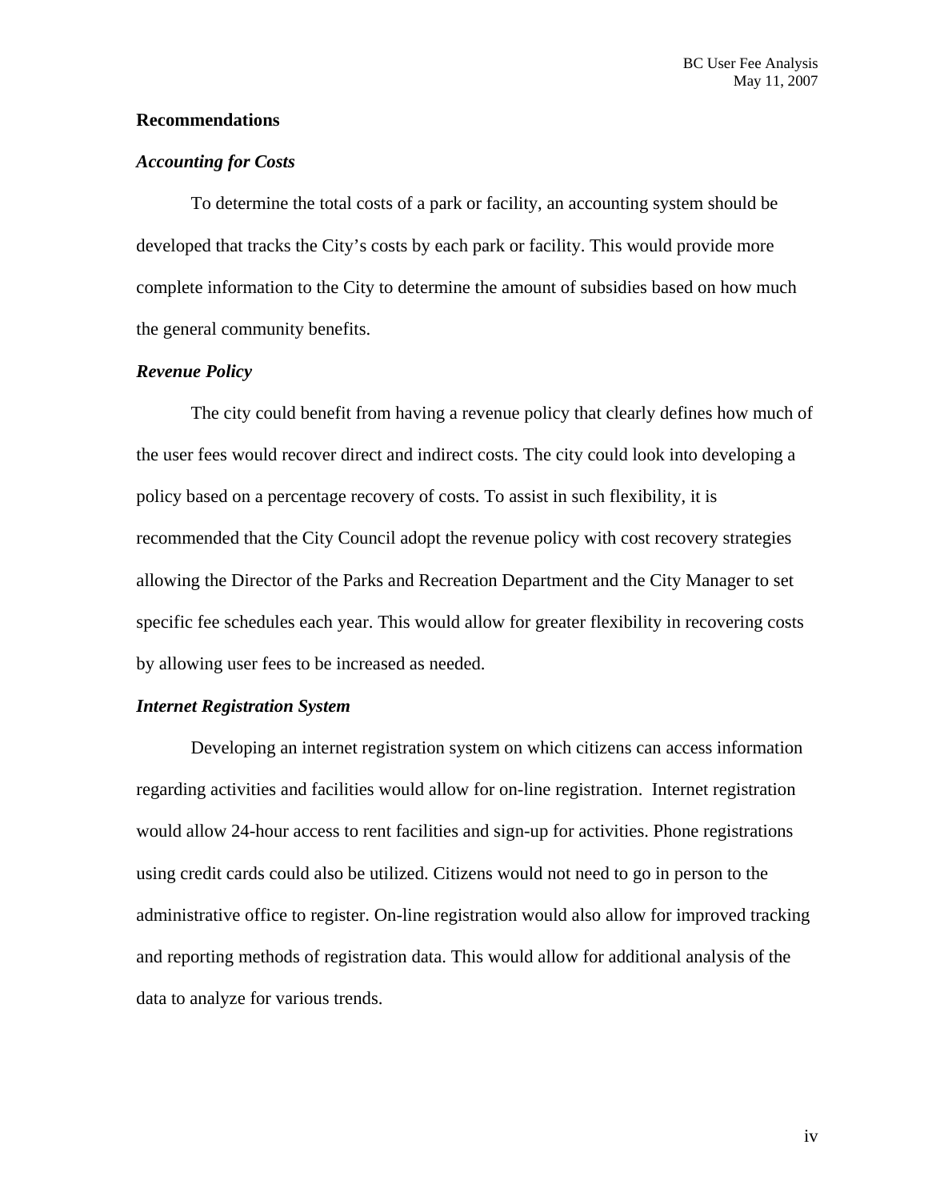## Recommendations

### *Accounting for Costs*

To determine the total costs of a park or facility, an accounting system should be developed that tracks the City's costs by each park or facility. This would provide more complete information to the City to determine the amount of subsidies based on how much the general community benefits.

### *Revenue Policy*

The city could benefit from having a revenue policy that clearly defines how much of the user fees would recover direct and indirect costs. The city could look into developing a policy based on a percentage recovery of costs. To assist in such flexibility, it is recommended that the City Council adopt the revenue policy with cost recovery strategies allowing the Director of the Parks and Recreation Department and the City Manager to set specific fee schedules each year. This would allow for greater flexibility in recovering costs by allowing user fees to be increased as needed.

### *Internet Registration System*

Developing an internet registration system on which citizens can access information regarding activities and facilities would allow for on-line registration. Internet registration would allow 24-hour access to rent facilities and sign-up for activities. Phone registrations using credit cards could also be utilized. Citizens would not need to go in person to the administrative office to register. On-line registration would also allow for improved tracking and reporting methods of registration data. This would allow for additional analysis of the data to analyze for various trends.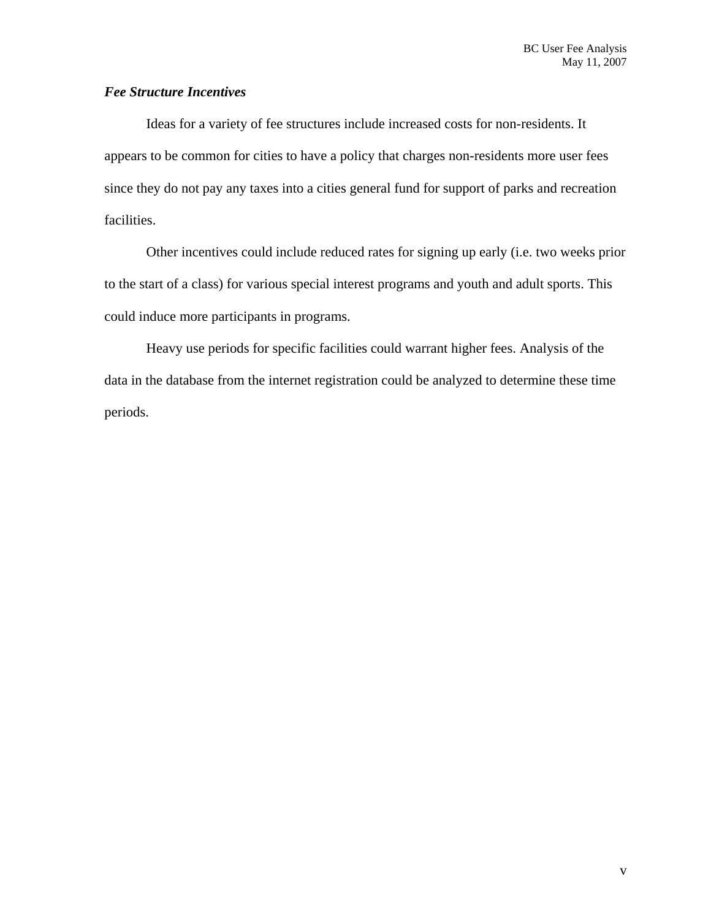### ***Fee Structure Incentives***

Ideas for a variety of fee structures include increased costs for non-residents. It appears to be common for cities to have a policy that charges non-residents more user fees since they do not pay any taxes into a cities general fund for support of parks and recreation facilities.

Other incentives could include reduced rates for signing up early (i.e. two weeks prior to the start of a class) for various special interest programs and youth and adult sports. This could induce more participants in programs.

Heavy use periods for specific facilities could warrant higher fees. Analysis of the data in the database from the internet registration could be analyzed to determine these time periods.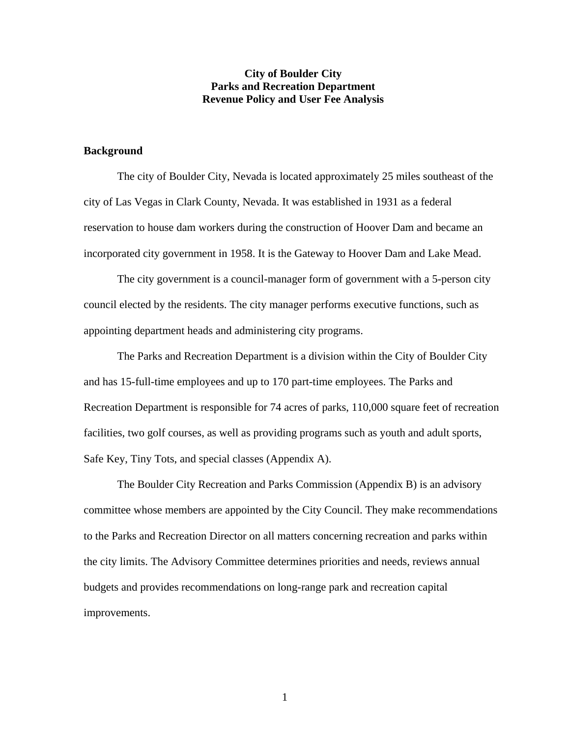**City of Boulder City**
**Parks and Recreation Department**
**Revenue Policy and User Fee Analysis**

## Background

The city of Boulder City, Nevada is located approximately 25 miles southeast of the city of Las Vegas in Clark County, Nevada. It was established in 1931 as a federal reservation to house dam workers during the construction of Hoover Dam and became an incorporated city government in 1958. It is the Gateway to Hoover Dam and Lake Mead.

The city government is a council-manager form of government with a 5-person city council elected by the residents. The city manager performs executive functions, such as appointing department heads and administering city programs.

The Parks and Recreation Department is a division within the City of Boulder City and has 15-full-time employees and up to 170 part-time employees. The Parks and Recreation Department is responsible for 74 acres of parks, 110,000 square feet of recreation facilities, two golf courses, as well as providing programs such as youth and adult sports, Safe Key, Tiny Tots, and special classes (Appendix A).

The Boulder City Recreation and Parks Commission (Appendix B) is an advisory committee whose members are appointed by the City Council. They make recommendations to the Parks and Recreation Director on all matters concerning recreation and parks within the city limits. The Advisory Committee determines priorities and needs, reviews annual budgets and provides recommendations on long-range park and recreation capital improvements.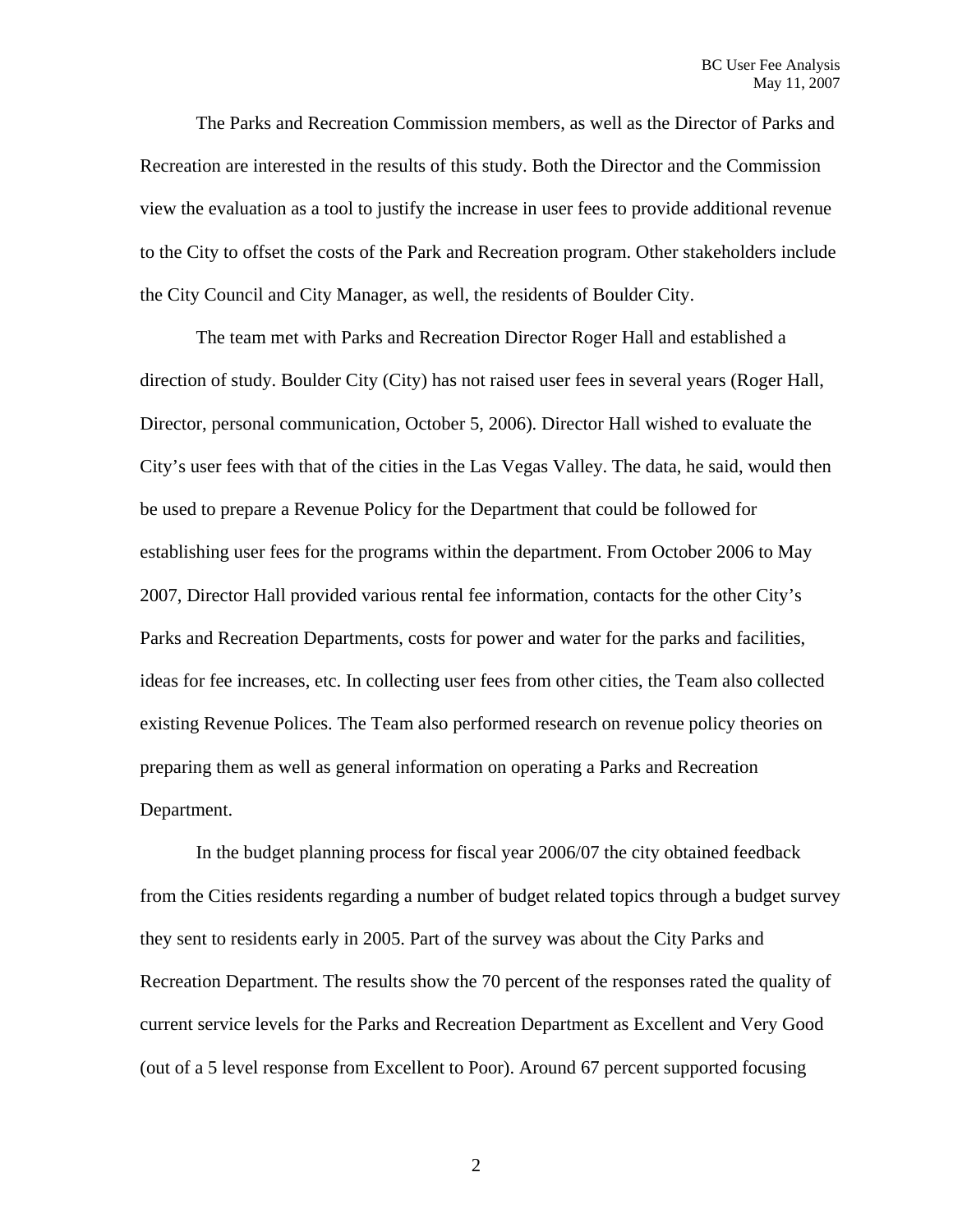The Parks and Recreation Commission members, as well as the Director of Parks and Recreation are interested in the results of this study. Both the Director and the Commission view the evaluation as a tool to justify the increase in user fees to provide additional revenue to the City to offset the costs of the Park and Recreation program. Other stakeholders include the City Council and City Manager, as well, the residents of Boulder City.

The team met with Parks and Recreation Director Roger Hall and established a direction of study. Boulder City (City) has not raised user fees in several years (Roger Hall, Director, personal communication, October 5, 2006). Director Hall wished to evaluate the City's user fees with that of the cities in the Las Vegas Valley. The data, he said, would then be used to prepare a Revenue Policy for the Department that could be followed for establishing user fees for the programs within the department. From October 2006 to May 2007, Director Hall provided various rental fee information, contacts for the other City's Parks and Recreation Departments, costs for power and water for the parks and facilities, ideas for fee increases, etc. In collecting user fees from other cities, the Team also collected existing Revenue Polices. The Team also performed research on revenue policy theories on preparing them as well as general information on operating a Parks and Recreation Department.

In the budget planning process for fiscal year 2006/07 the city obtained feedback from the Cities residents regarding a number of budget related topics through a budget survey they sent to residents early in 2005. Part of the survey was about the City Parks and Recreation Department. The results show the 70 percent of the responses rated the quality of current service levels for the Parks and Recreation Department as Excellent and Very Good (out of a 5 level response from Excellent to Poor). Around 67 percent supported focusing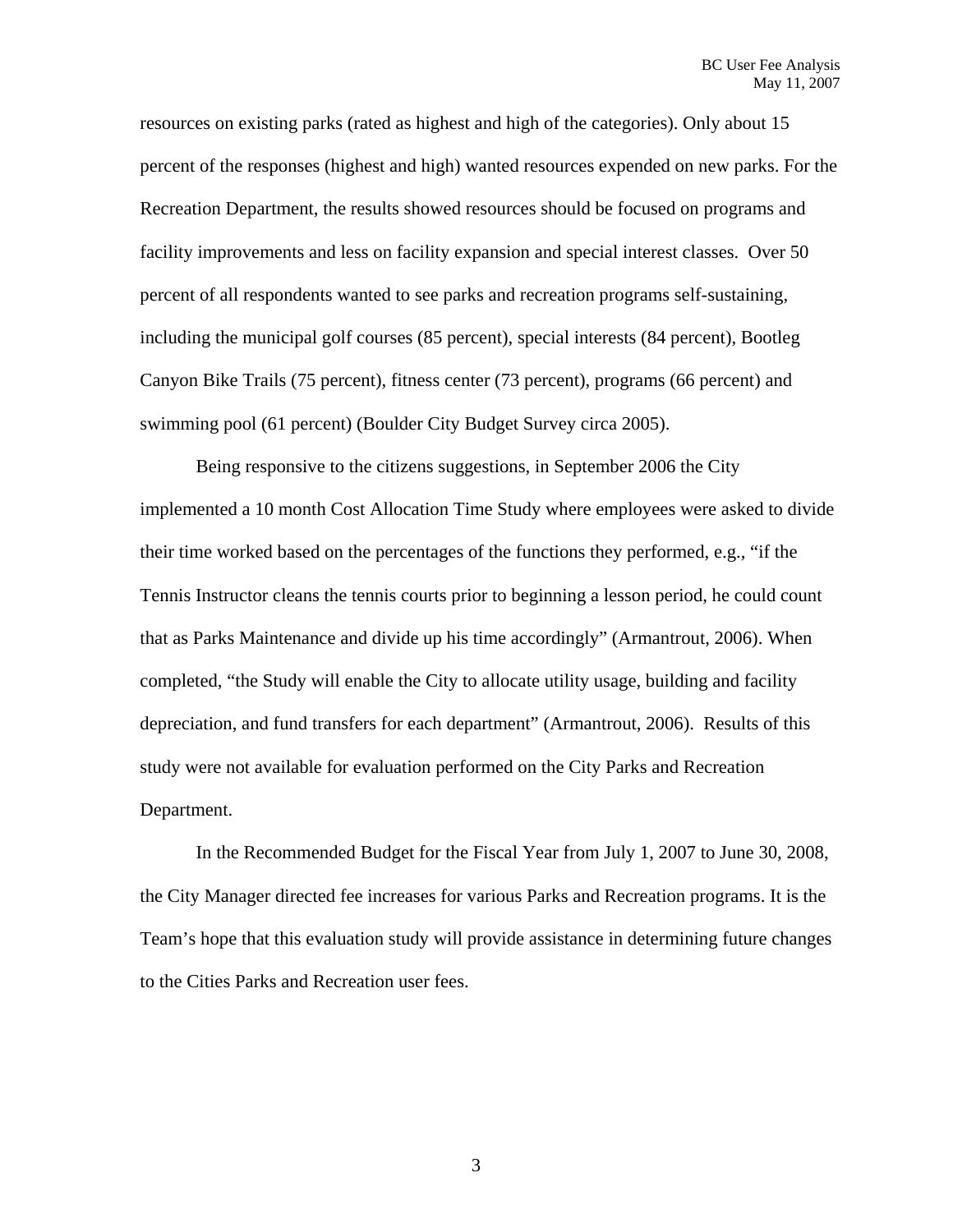resources on existing parks (rated as highest and high of the categories). Only about 15 percent of the responses (highest and high) wanted resources expended on new parks. For the Recreation Department, the results showed resources should be focused on programs and facility improvements and less on facility expansion and special interest classes. Over 50 percent of all respondents wanted to see parks and recreation programs self-sustaining, including the municipal golf courses (85 percent), special interests (84 percent), Bootleg Canyon Bike Trails (75 percent), fitness center (73 percent), programs (66 percent) and swimming pool (61 percent) (Boulder City Budget Survey circa 2005).

Being responsive to the citizens suggestions, in September 2006 the City implemented a 10 month Cost Allocation Time Study where employees were asked to divide their time worked based on the percentages of the functions they performed, e.g., "if the Tennis Instructor cleans the tennis courts prior to beginning a lesson period, he could count that as Parks Maintenance and divide up his time accordingly" (Armantrout, 2006). When completed, "the Study will enable the City to allocate utility usage, building and facility depreciation, and fund transfers for each department" (Armantrout, 2006). Results of this study were not available for evaluation performed on the City Parks and Recreation Department.

In the Recommended Budget for the Fiscal Year from July 1, 2007 to June 30, 2008, the City Manager directed fee increases for various Parks and Recreation programs. It is the Team's hope that this evaluation study will provide assistance in determining future changes to the Cities Parks and Recreation user fees.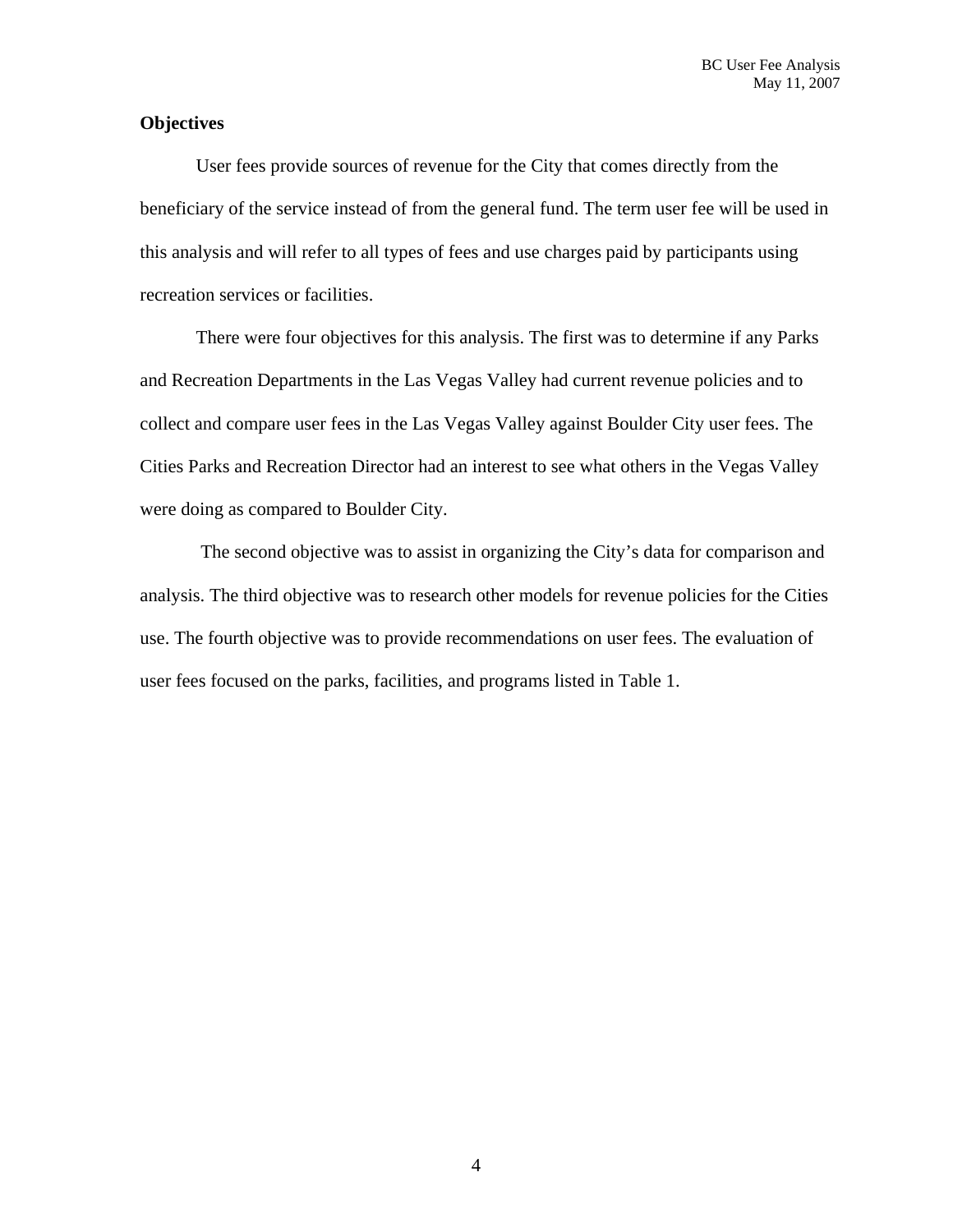**Objectives**

User fees provide sources of revenue for the City that comes directly from the beneficiary of the service instead of from the general fund. The term user fee will be used in this analysis and will refer to all types of fees and use charges paid by participants using recreation services or facilities.

There were four objectives for this analysis. The first was to determine if any Parks and Recreation Departments in the Las Vegas Valley had current revenue policies and to collect and compare user fees in the Las Vegas Valley against Boulder City user fees. The Cities Parks and Recreation Director had an interest to see what others in the Vegas Valley were doing as compared to Boulder City.

The second objective was to assist in organizing the City's data for comparison and analysis. The third objective was to research other models for revenue policies for the Cities use. The fourth objective was to provide recommendations on user fees. The evaluation of user fees focused on the parks, facilities, and programs listed in Table 1.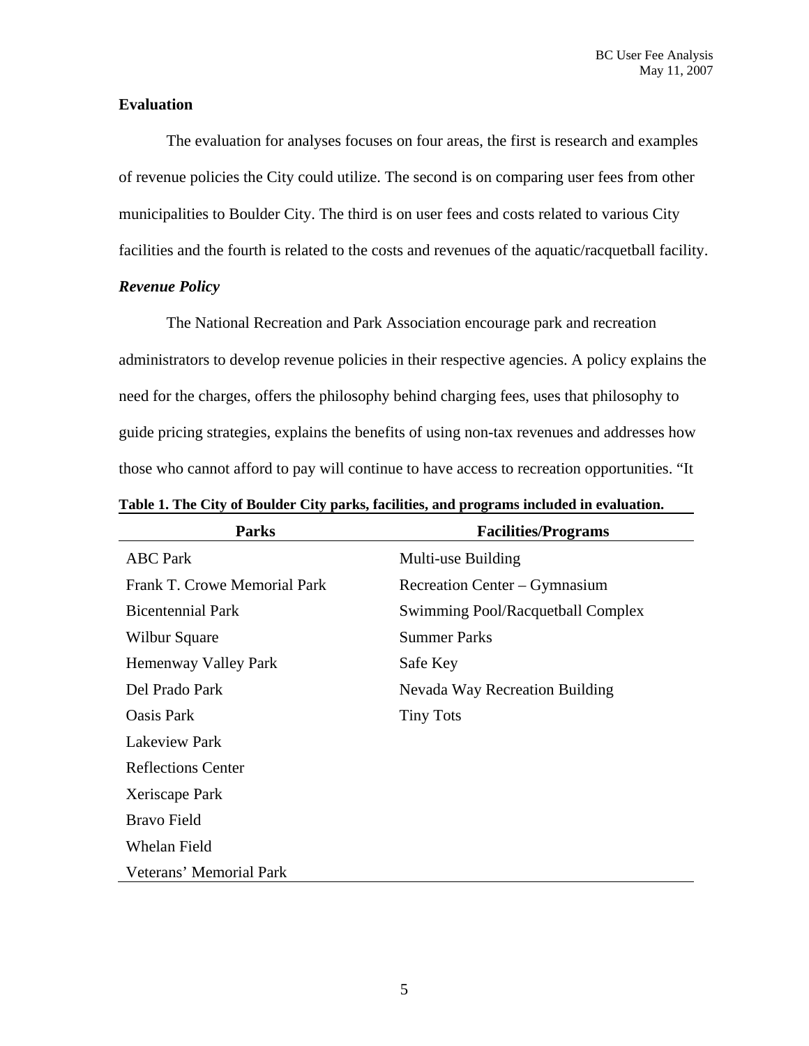## Evaluation

The evaluation for analyses focuses on four areas, the first is research and examples of revenue policies the City could utilize. The second is on comparing user fees from other municipalities to Boulder City. The third is on user fees and costs related to various City facilities and the fourth is related to the costs and revenues of the aquatic/racquetball facility.

### *Revenue Policy*

The National Recreation and Park Association encourage park and recreation administrators to develop revenue policies in their respective agencies. A policy explains the need for the charges, offers the philosophy behind charging fees, uses that philosophy to guide pricing strategies, explains the benefits of using non-tax revenues and addresses how those who cannot afford to pay will continue to have access to recreation opportunities. "It

**Table 1. The City of Boulder City parks, facilities, and programs included in evaluation.**

| Parks | Facilities/Programs |
|---|---|
| ABC Park | Multi-use Building |
| Frank T. Crowe Memorial Park | Recreation Center – Gymnasium |
| Bicentennial Park | Swimming Pool/Racquetball Complex |
| Wilbur Square | Summer Parks |
| Hemenway Valley Park | Safe Key |
| Del Prado Park | Nevada Way Recreation Building |
| Oasis Park | Tiny Tots |
| Lakeview Park | |
| Reflections Center | |
| Xeriscape Park | |
| Bravo Field | |
| Whelan Field | |
| Veterans' Memorial Park | |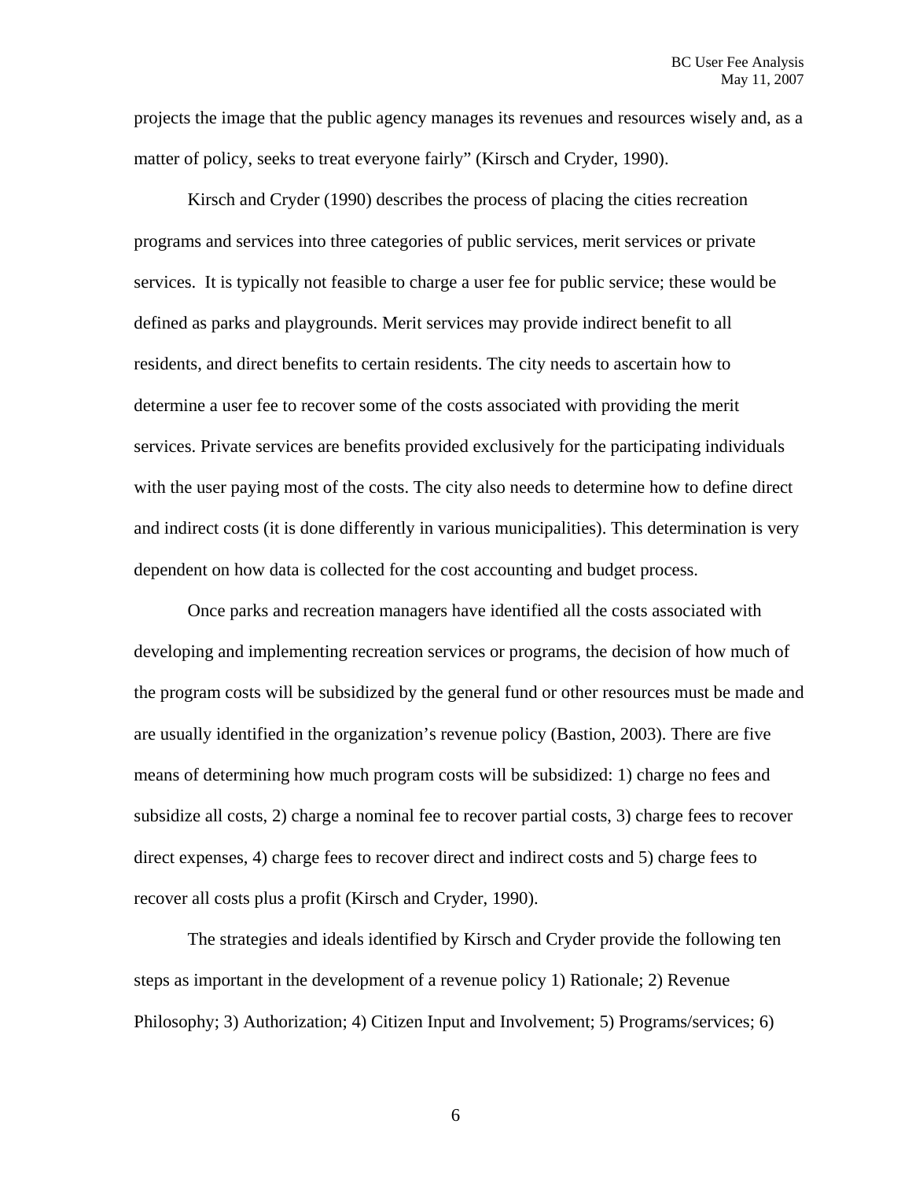projects the image that the public agency manages its revenues and resources wisely and, as a matter of policy, seeks to treat everyone fairly" (Kirsch and Cryder, 1990).

Kirsch and Cryder (1990) describes the process of placing the cities recreation programs and services into three categories of public services, merit services or private services. It is typically not feasible to charge a user fee for public service; these would be defined as parks and playgrounds. Merit services may provide indirect benefit to all residents, and direct benefits to certain residents. The city needs to ascertain how to determine a user fee to recover some of the costs associated with providing the merit services. Private services are benefits provided exclusively for the participating individuals with the user paying most of the costs. The city also needs to determine how to define direct and indirect costs (it is done differently in various municipalities). This determination is very dependent on how data is collected for the cost accounting and budget process.

Once parks and recreation managers have identified all the costs associated with developing and implementing recreation services or programs, the decision of how much of the program costs will be subsidized by the general fund or other resources must be made and are usually identified in the organization's revenue policy (Bastion, 2003). There are five means of determining how much program costs will be subsidized: 1) charge no fees and subsidize all costs, 2) charge a nominal fee to recover partial costs, 3) charge fees to recover direct expenses, 4) charge fees to recover direct and indirect costs and 5) charge fees to recover all costs plus a profit (Kirsch and Cryder, 1990).

The strategies and ideals identified by Kirsch and Cryder provide the following ten steps as important in the development of a revenue policy 1) Rationale; 2) Revenue Philosophy; 3) Authorization; 4) Citizen Input and Involvement; 5) Programs/services; 6)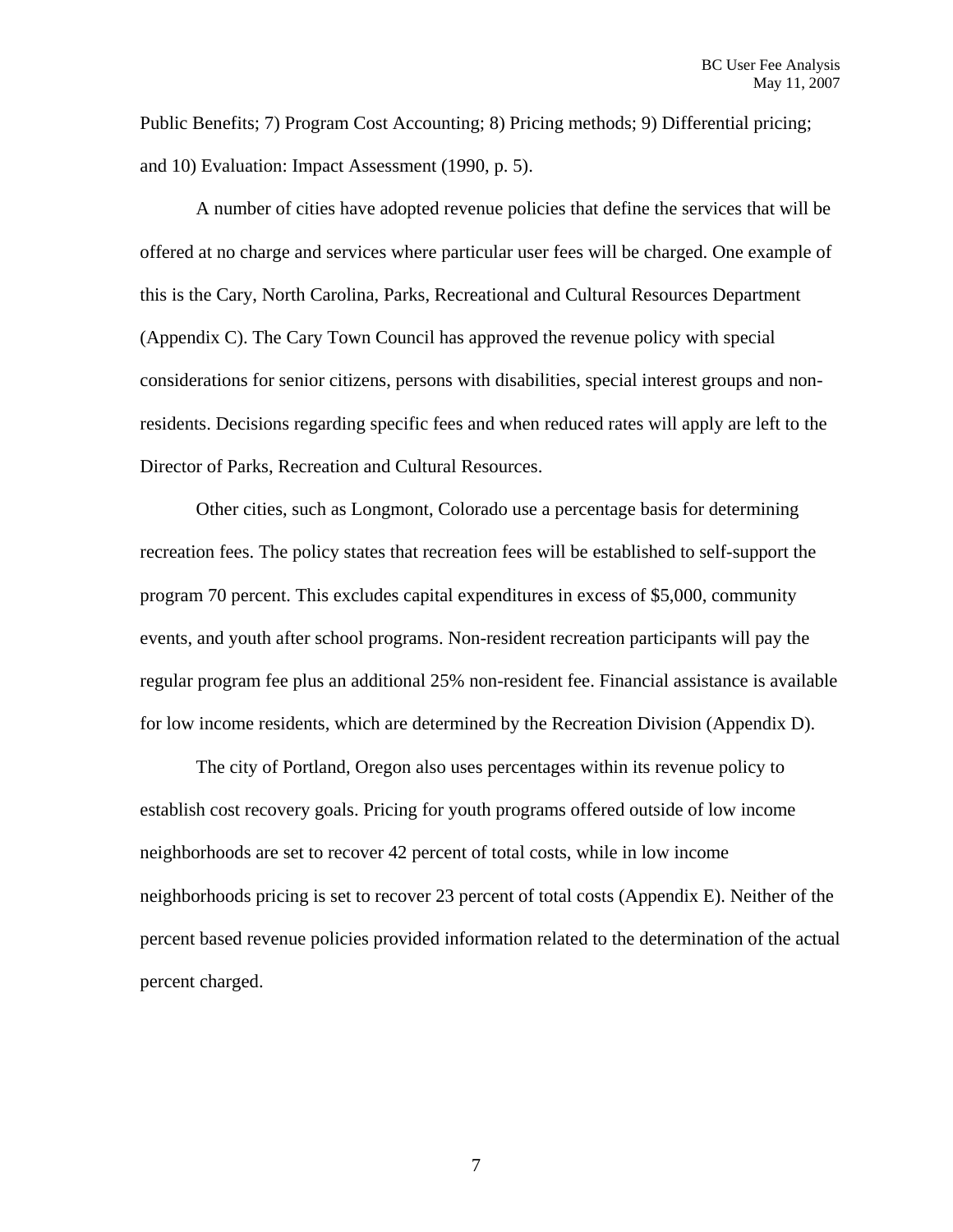Public Benefits; 7) Program Cost Accounting; 8) Pricing methods; 9) Differential pricing; and 10) Evaluation: Impact Assessment (1990, p. 5).

A number of cities have adopted revenue policies that define the services that will be offered at no charge and services where particular user fees will be charged. One example of this is the Cary, North Carolina, Parks, Recreational and Cultural Resources Department (Appendix C). The Cary Town Council has approved the revenue policy with special considerations for senior citizens, persons with disabilities, special interest groups and non-residents. Decisions regarding specific fees and when reduced rates will apply are left to the Director of Parks, Recreation and Cultural Resources.

Other cities, such as Longmont, Colorado use a percentage basis for determining recreation fees. The policy states that recreation fees will be established to self-support the program 70 percent. This excludes capital expenditures in excess of $5,000, community events, and youth after school programs. Non-resident recreation participants will pay the regular program fee plus an additional 25% non-resident fee. Financial assistance is available for low income residents, which are determined by the Recreation Division (Appendix D).

The city of Portland, Oregon also uses percentages within its revenue policy to establish cost recovery goals. Pricing for youth programs offered outside of low income neighborhoods are set to recover 42 percent of total costs, while in low income neighborhoods pricing is set to recover 23 percent of total costs (Appendix E). Neither of the percent based revenue policies provided information related to the determination of the actual percent charged.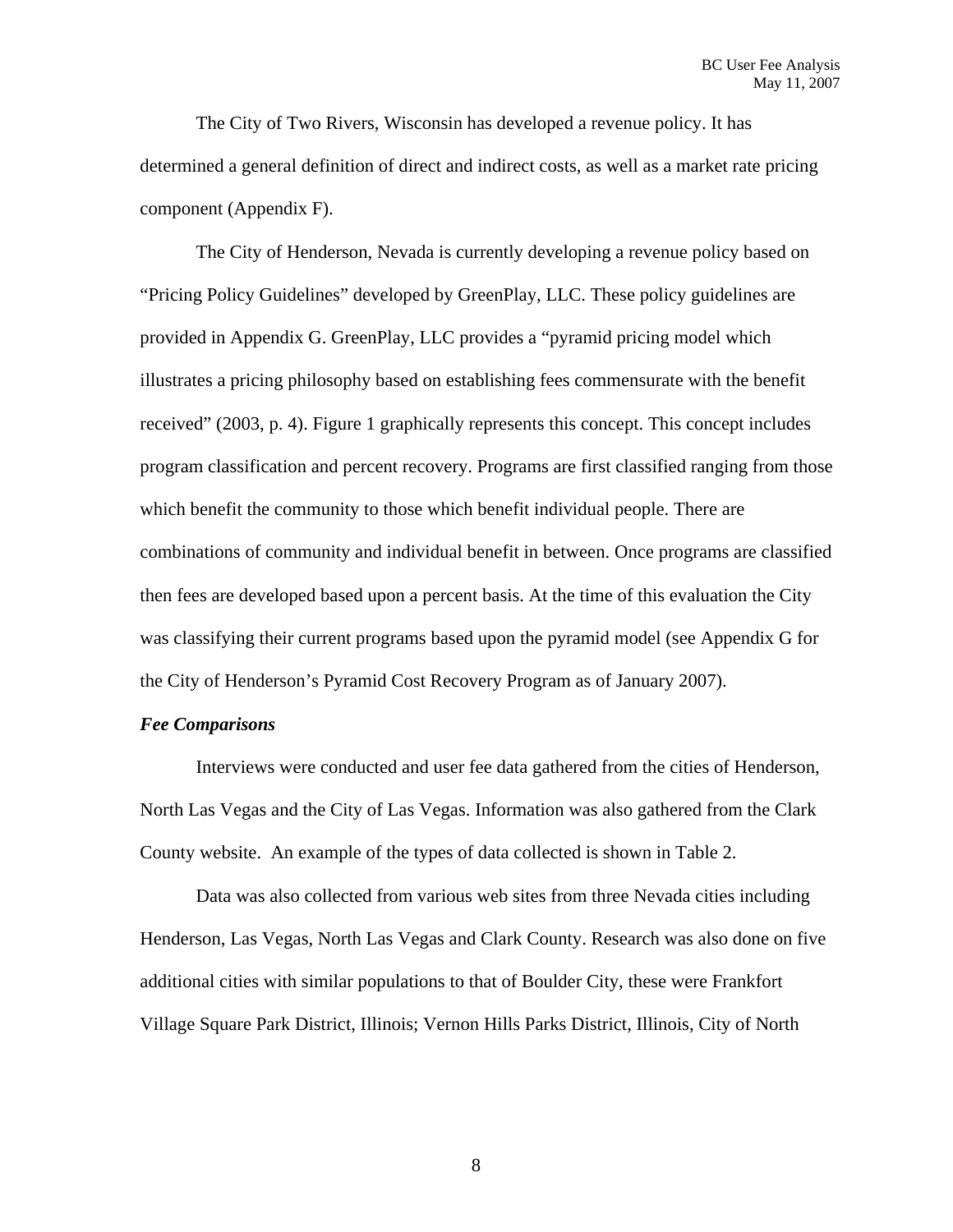The City of Two Rivers, Wisconsin has developed a revenue policy. It has determined a general definition of direct and indirect costs, as well as a market rate pricing component (Appendix F).

The City of Henderson, Nevada is currently developing a revenue policy based on “Pricing Policy Guidelines” developed by GreenPlay, LLC. These policy guidelines are provided in Appendix G. GreenPlay, LLC provides a “pyramid pricing model which illustrates a pricing philosophy based on establishing fees commensurate with the benefit received” (2003, p. 4). Figure 1 graphically represents this concept. This concept includes program classification and percent recovery. Programs are first classified ranging from those which benefit the community to those which benefit individual people. There are combinations of community and individual benefit in between. Once programs are classified then fees are developed based upon a percent basis. At the time of this evaluation the City was classifying their current programs based upon the pyramid model (see Appendix G for the City of Henderson’s Pyramid Cost Recovery Program as of January 2007).

***Fee Comparisons***

Interviews were conducted and user fee data gathered from the cities of Henderson, North Las Vegas and the City of Las Vegas. Information was also gathered from the Clark County website. An example of the types of data collected is shown in Table 2.

Data was also collected from various web sites from three Nevada cities including Henderson, Las Vegas, North Las Vegas and Clark County. Research was also done on five additional cities with similar populations to that of Boulder City, these were Frankfort Village Square Park District, Illinois; Vernon Hills Parks District, Illinois, City of North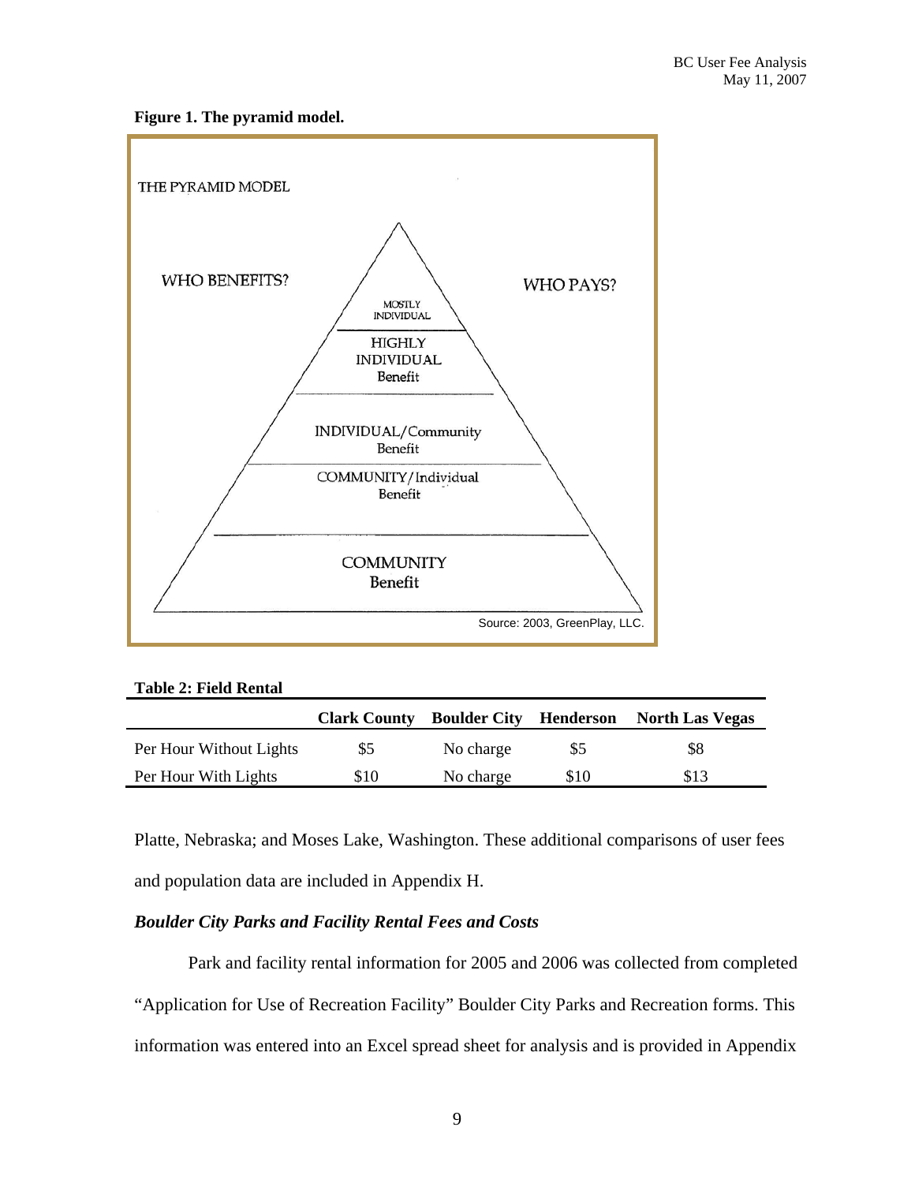**Figure 1. The pyramid model.**

THE PYRAMID MODEL

WHO BENEFITS?

WHO PAYS?

MOSTLY INDIVIDUAL

HIGHLY INDIVIDUAL Benefit

INDIVIDUAL/Community Benefit

COMMUNITY/Individual Benefit

COMMUNITY Benefit

Source: 2003, GreenPlay, LLC.

**Table 2: Field Rental**

| | Clark County | Boulder City | Henderson | North Las Vegas |
|---|---|---|---|---|
| Per Hour Without Lights | $5 | No charge | $5 | $8 |
| Per Hour With Lights | $10 | No charge | $10 | $13 |

Platte, Nebraska; and Moses Lake, Washington. These additional comparisons of user fees and population data are included in Appendix H.

***Boulder City Parks and Facility Rental Fees and Costs***

Park and facility rental information for 2005 and 2006 was collected from completed "Application for Use of Recreation Facility" Boulder City Parks and Recreation forms. This information was entered into an Excel spread sheet for analysis and is provided in Appendix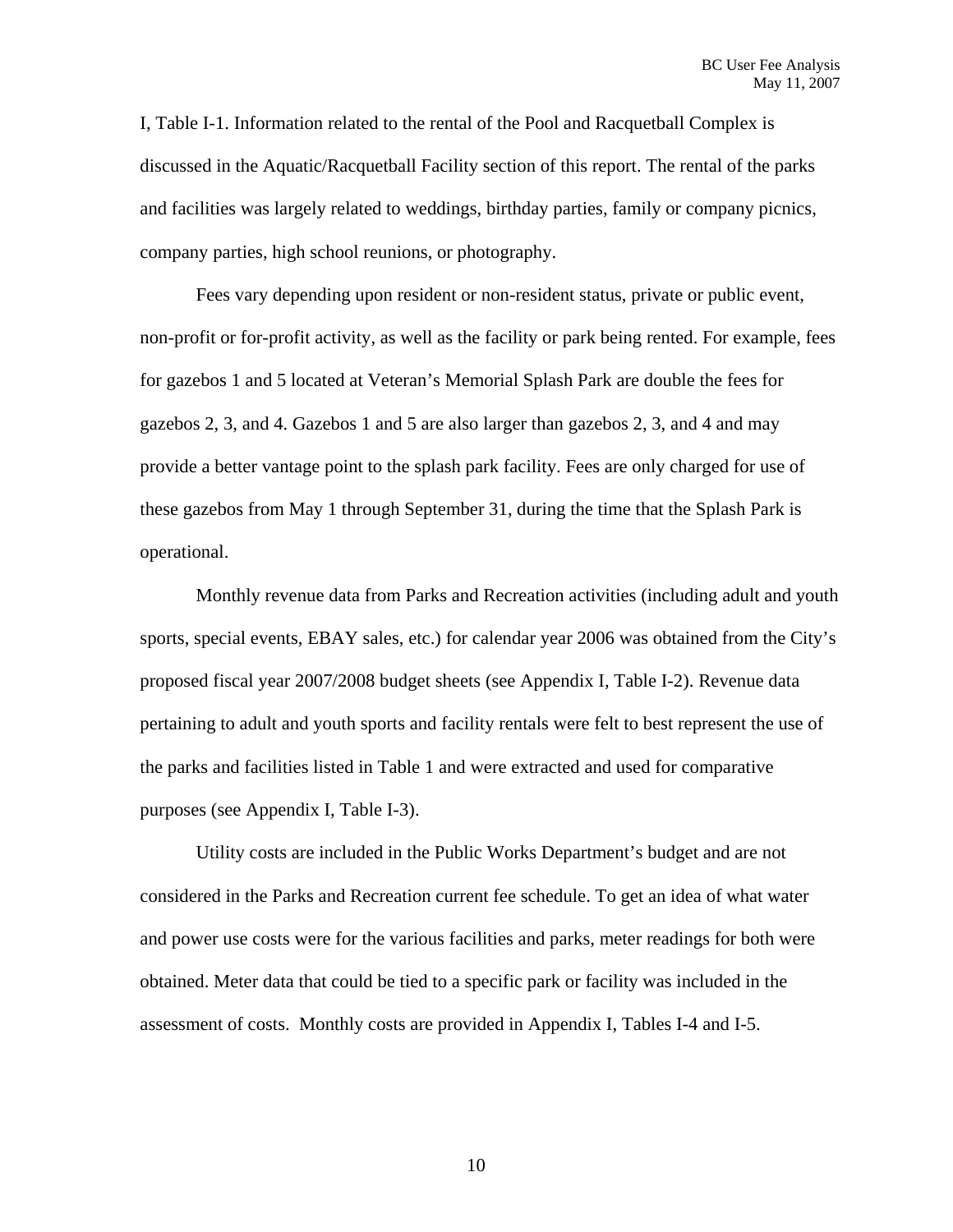I, Table I-1. Information related to the rental of the Pool and Racquetball Complex is discussed in the Aquatic/Racquetball Facility section of this report. The rental of the parks and facilities was largely related to weddings, birthday parties, family or company picnics, company parties, high school reunions, or photography.

Fees vary depending upon resident or non-resident status, private or public event, non-profit or for-profit activity, as well as the facility or park being rented. For example, fees for gazebos 1 and 5 located at Veteran's Memorial Splash Park are double the fees for gazebos 2, 3, and 4. Gazebos 1 and 5 are also larger than gazebos 2, 3, and 4 and may provide a better vantage point to the splash park facility. Fees are only charged for use of these gazebos from May 1 through September 31, during the time that the Splash Park is operational.

Monthly revenue data from Parks and Recreation activities (including adult and youth sports, special events, EBAY sales, etc.) for calendar year 2006 was obtained from the City's proposed fiscal year 2007/2008 budget sheets (see Appendix I, Table I-2). Revenue data pertaining to adult and youth sports and facility rentals were felt to best represent the use of the parks and facilities listed in Table 1 and were extracted and used for comparative purposes (see Appendix I, Table I-3).

Utility costs are included in the Public Works Department's budget and are not considered in the Parks and Recreation current fee schedule. To get an idea of what water and power use costs were for the various facilities and parks, meter readings for both were obtained. Meter data that could be tied to a specific park or facility was included in the assessment of costs. Monthly costs are provided in Appendix I, Tables I-4 and I-5.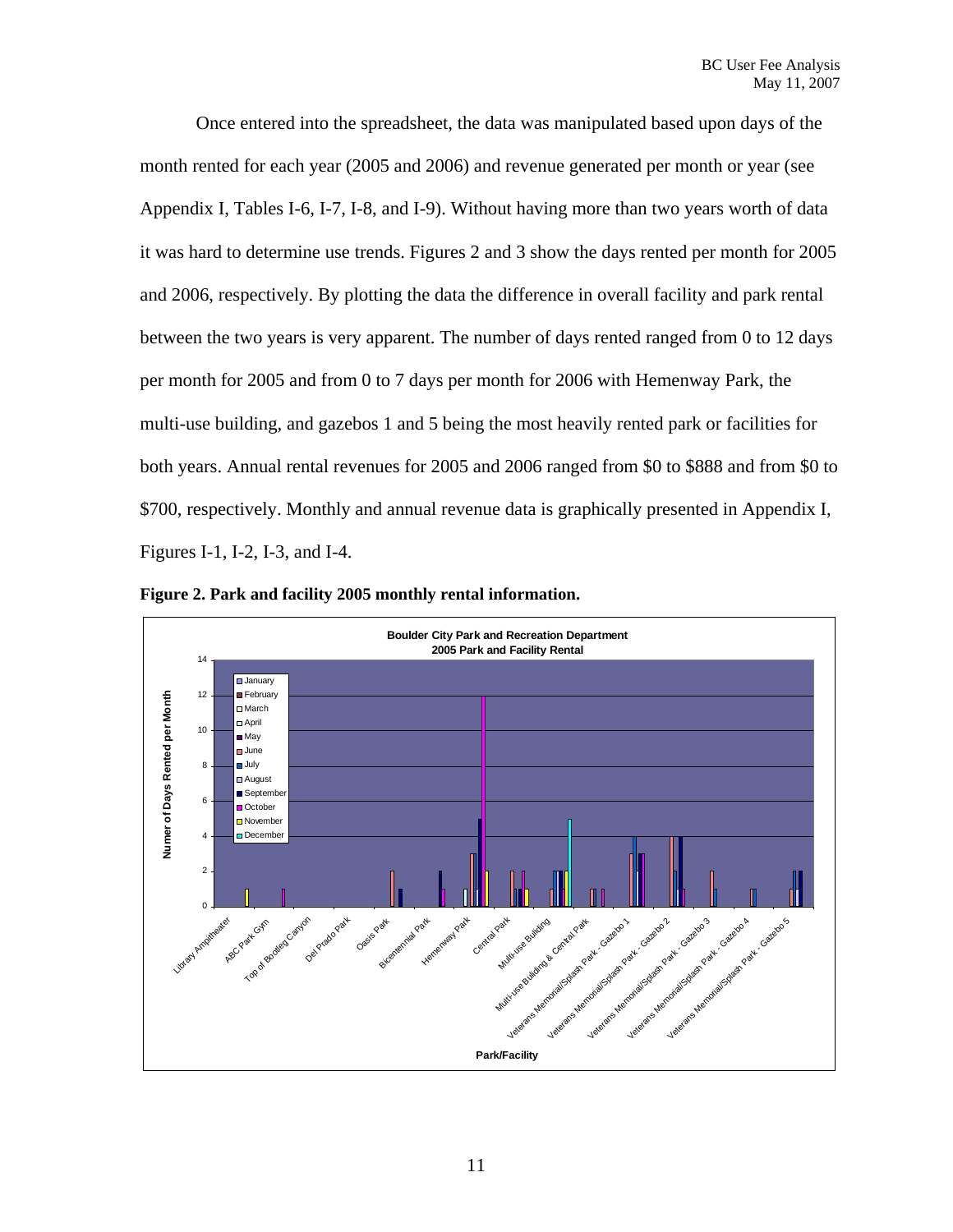Once entered into the spreadsheet, the data was manipulated based upon days of the month rented for each year (2005 and 2006) and revenue generated per month or year (see Appendix I, Tables I-6, I-7, I-8, and I-9). Without having more than two years worth of data it was hard to determine use trends. Figures 2 and 3 show the days rented per month for 2005 and 2006, respectively. By plotting the data the difference in overall facility and park rental between the two years is very apparent. The number of days rented ranged from 0 to 12 days per month for 2005 and from 0 to 7 days per month for 2006 with Hemenway Park, the multi-use building, and gazebos 1 and 5 being the most heavily rented park or facilities for both years. Annual rental revenues for 2005 and 2006 ranged from $0 to $888 and from $0 to $700, respectively. Monthly and annual revenue data is graphically presented in Appendix I, Figures I-1, I-2, I-3, and I-4.

**Figure 2. Park and facility 2005 monthly rental information.**

Boulder City Park and Recreation Department
2005 Park and Facility Rental

Numer of Days Rented per Month

0
2
4
6
8
10
12
14

January
February
March
April
May
June
July
August
September
October
November
December

Library Ampitheater
ABC Park Gym
Top of Bootleg Canyon
Del Prado Park
Oasis Park
Bicentennial Park
Hemenway Park
Central Park
Multi-use Building
Multi-use Building & Central Park
Veterans Memorial/Splash Park - Gazebo 1
Veterans Memorial/Splash Park - Gazebo 2
Veterans Memorial/Splash Park - Gazebo 3
Veterans Memorial/Splash Park - Gazebo 4
Veterans Memorial/Splash Park - Gazebo 5

Park/Facility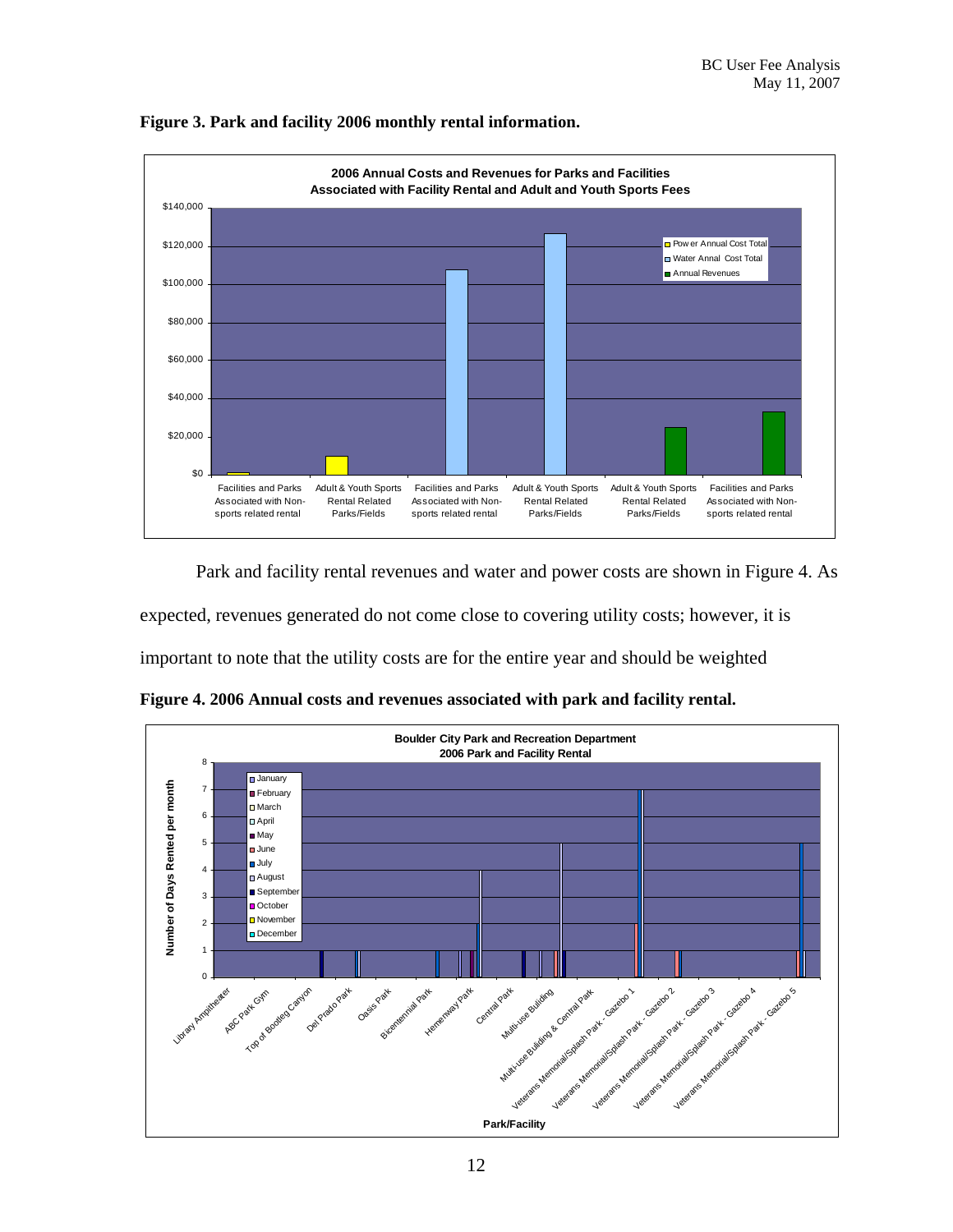**Figure 3. Park and facility 2006 monthly rental information.**

2006 Annual Costs and Revenues for Parks and Facilities
Associated with Facility Rental and Adult and Youth Sports Fees

$140,000
$120,000
$100,000
$80,000
$60,000
$40,000
$20,000
$0

Power Annual Cost Total
Water Annal Cost Total
Annual Revenues

Facilities and Parks Associated with Non-sports related rental
Adult & Youth Sports Rental Related Parks/Fields
Facilities and Parks Associated with Non-sports related rental
Adult & Youth Sports Rental Related Parks/Fields
Adult & Youth Sports Rental Related Parks/Fields
Facilities and Parks Associated with Non-sports related rental

Park and facility rental revenues and water and power costs are shown in Figure 4. As expected, revenues generated do not come close to covering utility costs; however, it is important to note that the utility costs are for the entire year and should be weighted

**Figure 4. 2006 Annual costs and revenues associated with park and facility rental.**

Boulder City Park and Recreation Department
2006 Park and Facility Rental

Number of Days Rented per month

8
7
6
5
4
3
2
1
0

January
February
March
April
May
June
July
August
September
October
November
December

Library Ampitheater
ABC Park Gym
Top of Bootleg Canyon
Del Prado Park
Oasis Park
Bicentennial Park
Hemenway Park
Central Park
Multi-use Building
Multi-use Building & Central Park
Veterans Memorial/Splash Park - Gazebo 1
Veterans Memorial/Splash Park - Gazebo 2
Veterans Memorial/Splash Park - Gazebo 3
Veterans Memorial/Splash Park - Gazebo 4
Veterans Memorial/Splash Park - Gazebo 5

Park/Facility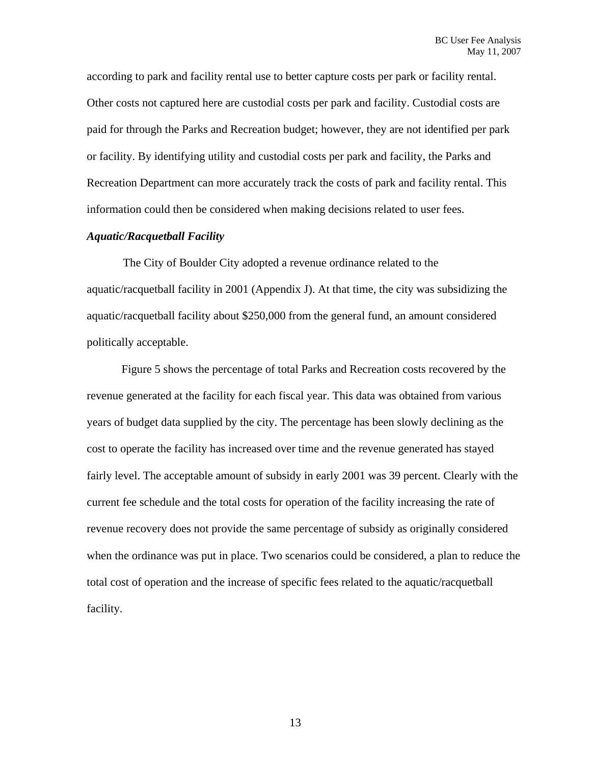according to park and facility rental use to better capture costs per park or facility rental. Other costs not captured here are custodial costs per park and facility. Custodial costs are paid for through the Parks and Recreation budget; however, they are not identified per park or facility. By identifying utility and custodial costs per park and facility, the Parks and Recreation Department can more accurately track the costs of park and facility rental. This information could then be considered when making decisions related to user fees.

***Aquatic/Racquetball Facility***

The City of Boulder City adopted a revenue ordinance related to the aquatic/racquetball facility in 2001 (Appendix J). At that time, the city was subsidizing the aquatic/racquetball facility about $250,000 from the general fund, an amount considered politically acceptable.

Figure 5 shows the percentage of total Parks and Recreation costs recovered by the revenue generated at the facility for each fiscal year. This data was obtained from various years of budget data supplied by the city. The percentage has been slowly declining as the cost to operate the facility has increased over time and the revenue generated has stayed fairly level. The acceptable amount of subsidy in early 2001 was 39 percent. Clearly with the current fee schedule and the total costs for operation of the facility increasing the rate of revenue recovery does not provide the same percentage of subsidy as originally considered when the ordinance was put in place. Two scenarios could be considered, a plan to reduce the total cost of operation and the increase of specific fees related to the aquatic/racquetball facility.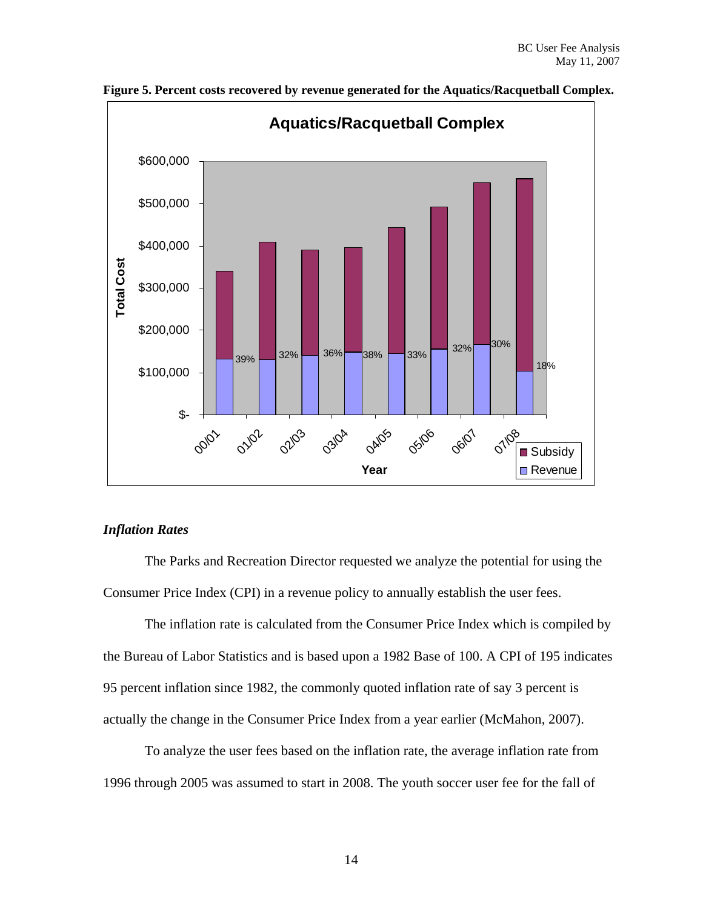**Figure 5. Percent costs recovered by revenue generated for the Aquatics/Racquetball Complex.**

Aquatics/Racquetball Complex

Total Cost

$600,000
$500,000
$400,000
$300,000
$200,000
$100,000
$-

39%
32%
36%
38%
33%
32%
30%
18%

00/01
01/02
02/03
03/04
04/05
05/06
06/07
07/08

Year

Subsidy
Revenue

### *Inflation Rates*

The Parks and Recreation Director requested we analyze the potential for using the Consumer Price Index (CPI) in a revenue policy to annually establish the user fees.

The inflation rate is calculated from the Consumer Price Index which is compiled by the Bureau of Labor Statistics and is based upon a 1982 Base of 100. A CPI of 195 indicates 95 percent inflation since 1982, the commonly quoted inflation rate of say 3 percent is actually the change in the Consumer Price Index from a year earlier (McMahon, 2007).

To analyze the user fees based on the inflation rate, the average inflation rate from 1996 through 2005 was assumed to start in 2008. The youth soccer user fee for the fall of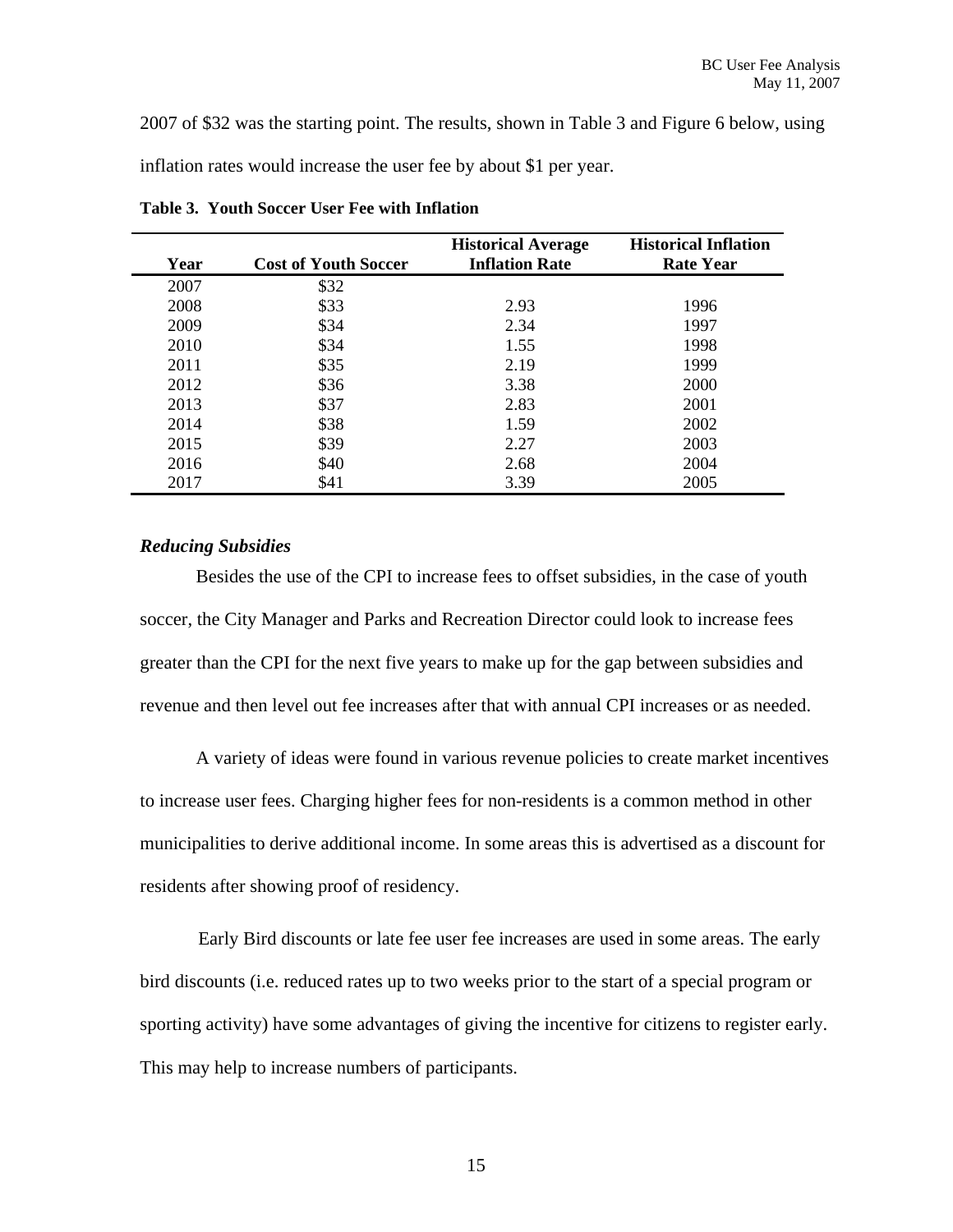2007 of $32 was the starting point. The results, shown in Table 3 and Figure 6 below, using inflation rates would increase the user fee by about $1 per year.

**Table 3. Youth Soccer User Fee with Inflation**

| Year | Cost of Youth Soccer | Historical Average Inflation Rate | Historical Inflation Rate Year |
|---|---|---|---|
| 2007 | $32 | | |
| 2008 | $33 | 2.93 | 1996 |
| 2009 | $34 | 2.34 | 1997 |
| 2010 | $34 | 1.55 | 1998 |
| 2011 | $35 | 2.19 | 1999 |
| 2012 | $36 | 3.38 | 2000 |
| 2013 | $37 | 2.83 | 2001 |
| 2014 | $38 | 1.59 | 2002 |
| 2015 | $39 | 2.27 | 2003 |
| 2016 | $40 | 2.68 | 2004 |
| 2017 | $41 | 3.39 | 2005 |

### *Reducing Subsidies*

Besides the use of the CPI to increase fees to offset subsidies, in the case of youth soccer, the City Manager and Parks and Recreation Director could look to increase fees greater than the CPI for the next five years to make up for the gap between subsidies and revenue and then level out fee increases after that with annual CPI increases or as needed.

A variety of ideas were found in various revenue policies to create market incentives to increase user fees. Charging higher fees for non-residents is a common method in other municipalities to derive additional income. In some areas this is advertised as a discount for residents after showing proof of residency.

Early Bird discounts or late fee user fee increases are used in some areas. The early bird discounts (i.e. reduced rates up to two weeks prior to the start of a special program or sporting activity) have some advantages of giving the incentive for citizens to register early. This may help to increase numbers of participants.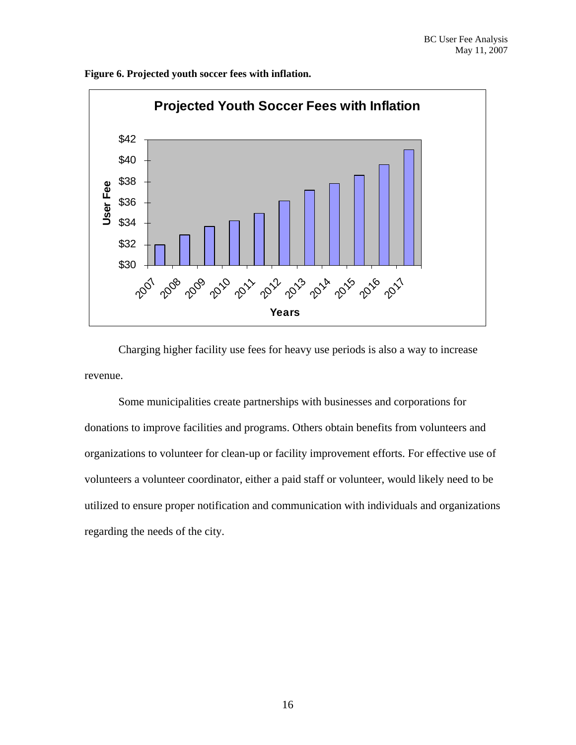**Figure 6. Projected youth soccer fees with inflation.**

Projected Youth Soccer Fees with Inflation

User Fee

$42
$40
$38
$36
$34
$32
$30

2007 2008 2009 2010 2011 2012 2013 2014 2015 2016 2017

Years

Charging higher facility use fees for heavy use periods is also a way to increase revenue.

Some municipalities create partnerships with businesses and corporations for donations to improve facilities and programs. Others obtain benefits from volunteers and organizations to volunteer for clean-up or facility improvement efforts. For effective use of volunteers a volunteer coordinator, either a paid staff or volunteer, would likely need to be utilized to ensure proper notification and communication with individuals and organizations regarding the needs of the city.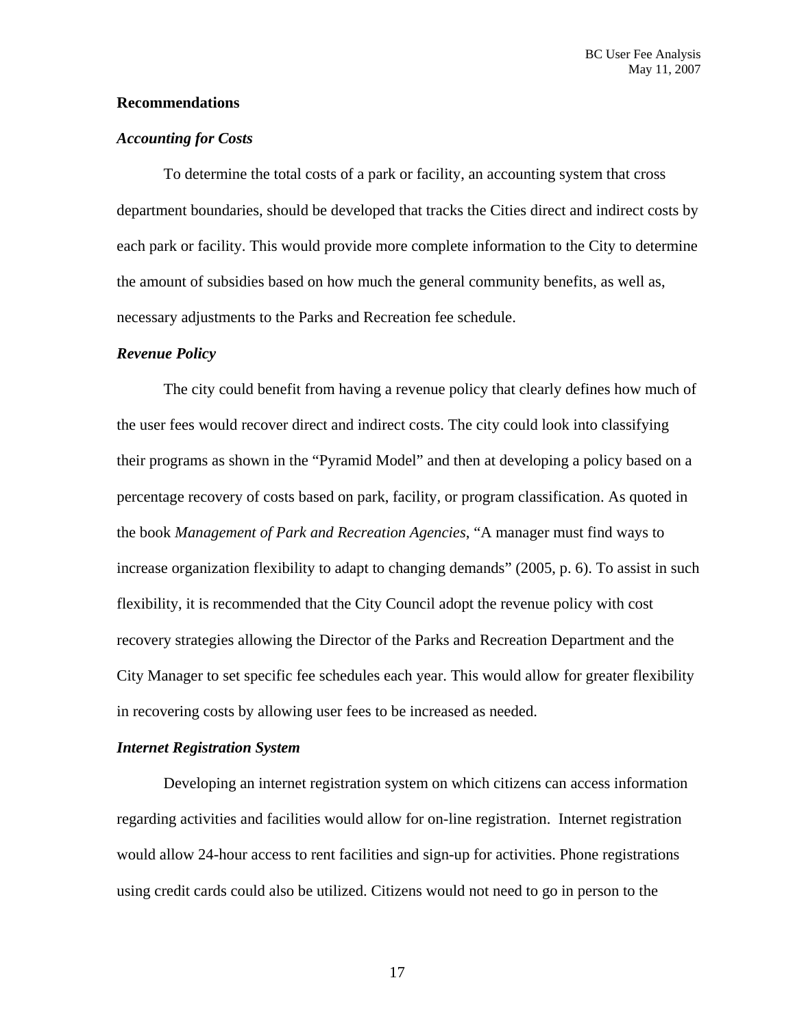## Recommendations

### *Accounting for Costs*

To determine the total costs of a park or facility, an accounting system that cross department boundaries, should be developed that tracks the Cities direct and indirect costs by each park or facility. This would provide more complete information to the City to determine the amount of subsidies based on how much the general community benefits, as well as, necessary adjustments to the Parks and Recreation fee schedule.

### *Revenue Policy*

The city could benefit from having a revenue policy that clearly defines how much of the user fees would recover direct and indirect costs. The city could look into classifying their programs as shown in the "Pyramid Model" and then at developing a policy based on a percentage recovery of costs based on park, facility, or program classification. As quoted in the book *Management of Park and Recreation Agencies*, "A manager must find ways to increase organization flexibility to adapt to changing demands" (2005, p. 6). To assist in such flexibility, it is recommended that the City Council adopt the revenue policy with cost recovery strategies allowing the Director of the Parks and Recreation Department and the City Manager to set specific fee schedules each year. This would allow for greater flexibility in recovering costs by allowing user fees to be increased as needed.

### *Internet Registration System*

Developing an internet registration system on which citizens can access information regarding activities and facilities would allow for on-line registration. Internet registration would allow 24-hour access to rent facilities and sign-up for activities. Phone registrations using credit cards could also be utilized. Citizens would not need to go in person to the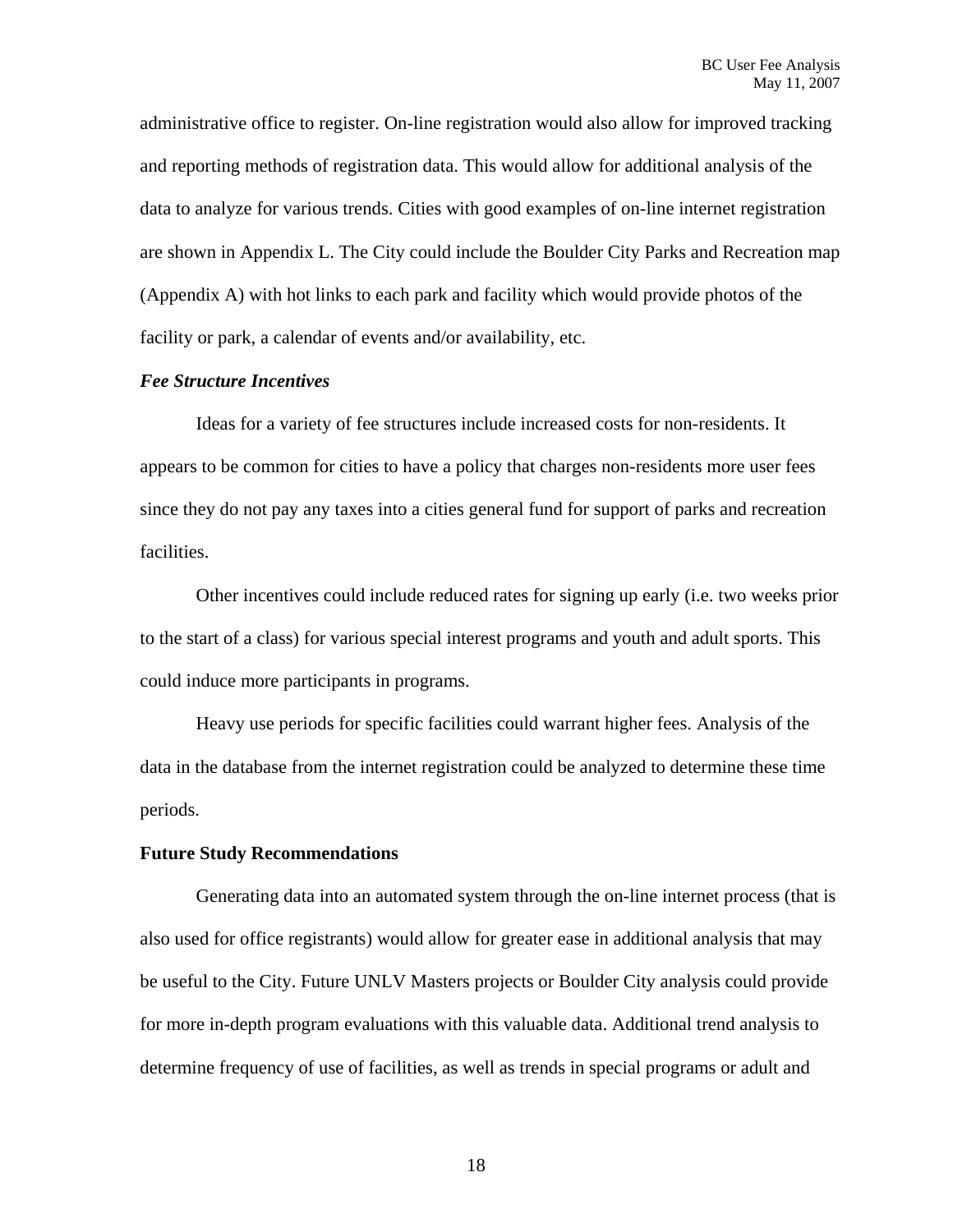administrative office to register. On-line registration would also allow for improved tracking and reporting methods of registration data. This would allow for additional analysis of the data to analyze for various trends. Cities with good examples of on-line internet registration are shown in Appendix L. The City could include the Boulder City Parks and Recreation map (Appendix A) with hot links to each park and facility which would provide photos of the facility or park, a calendar of events and/or availability, etc.

***Fee Structure Incentives***

Ideas for a variety of fee structures include increased costs for non-residents. It appears to be common for cities to have a policy that charges non-residents more user fees since they do not pay any taxes into a cities general fund for support of parks and recreation facilities.

Other incentives could include reduced rates for signing up early (i.e. two weeks prior to the start of a class) for various special interest programs and youth and adult sports. This could induce more participants in programs.

Heavy use periods for specific facilities could warrant higher fees. Analysis of the data in the database from the internet registration could be analyzed to determine these time periods.

**Future Study Recommendations**

Generating data into an automated system through the on-line internet process (that is also used for office registrants) would allow for greater ease in additional analysis that may be useful to the City. Future UNLV Masters projects or Boulder City analysis could provide for more in-depth program evaluations with this valuable data. Additional trend analysis to determine frequency of use of facilities, as well as trends in special programs or adult and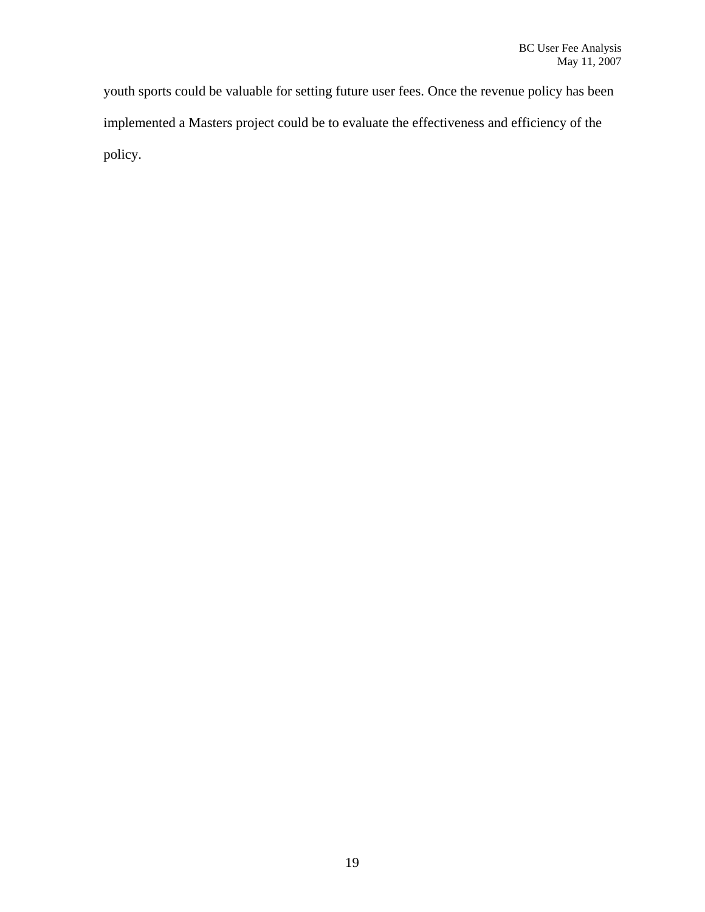youth sports could be valuable for setting future user fees. Once the revenue policy has been implemented a Masters project could be to evaluate the effectiveness and efficiency of the policy.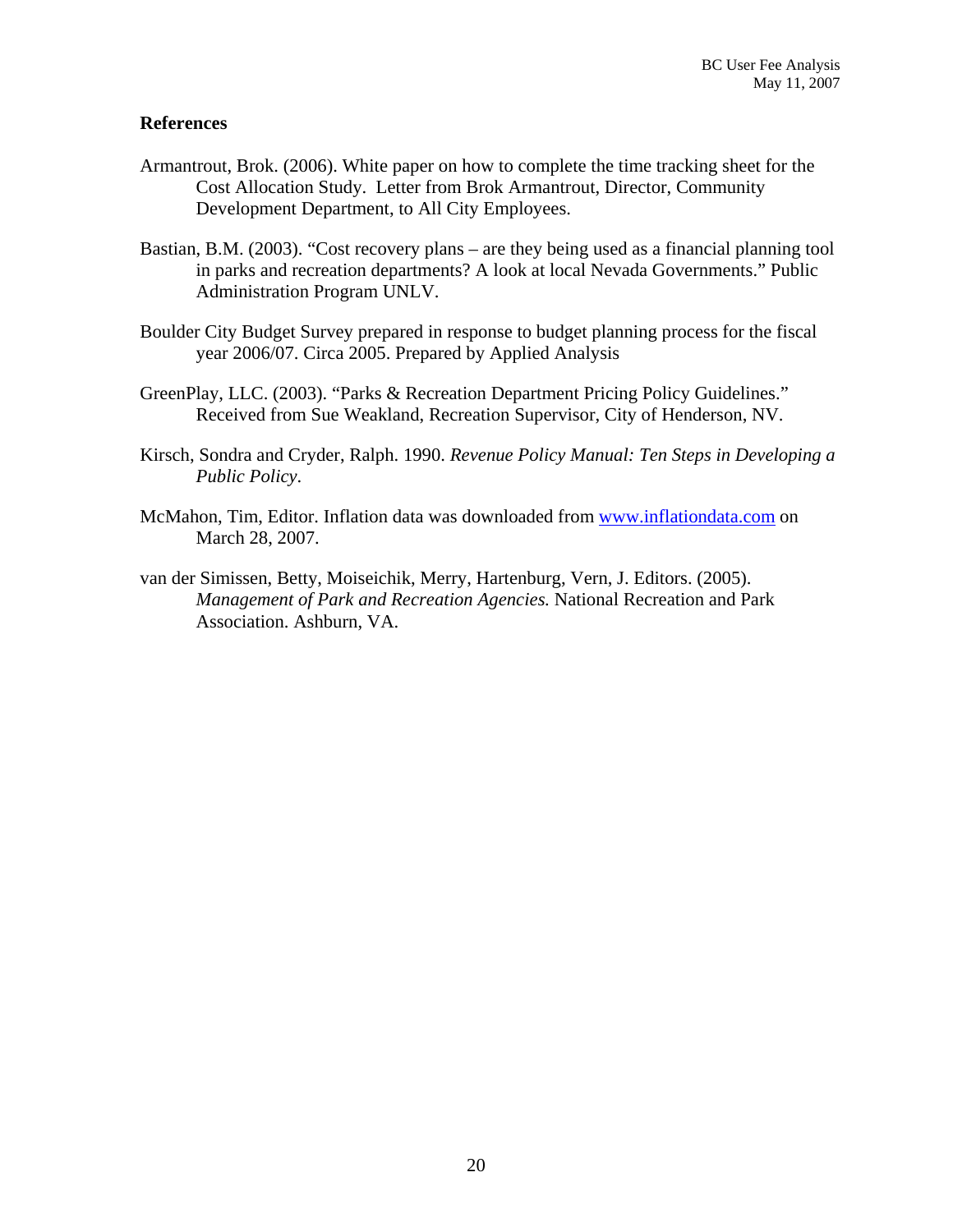## References

Armantrout, Brok. (2006). White paper on how to complete the time tracking sheet for the Cost Allocation Study. Letter from Brok Armantrout, Director, Community Development Department, to All City Employees.

Bastian, B.M. (2003). "Cost recovery plans – are they being used as a financial planning tool in parks and recreation departments? A look at local Nevada Governments." Public Administration Program UNLV.

Boulder City Budget Survey prepared in response to budget planning process for the fiscal year 2006/07. Circa 2005. Prepared by Applied Analysis

GreenPlay, LLC. (2003). "Parks & Recreation Department Pricing Policy Guidelines." Received from Sue Weakland, Recreation Supervisor, City of Henderson, NV.

Kirsch, Sondra and Cryder, Ralph. 1990. *Revenue Policy Manual: Ten Steps in Developing a Public Policy*.

McMahon, Tim, Editor. Inflation data was downloaded from www.inflationdata.com on March 28, 2007.

van der Simissen, Betty, Moiseichik, Merry, Hartenburg, Vern, J. Editors. (2005). *Management of Park and Recreation Agencies.* National Recreation and Park Association. Ashburn, VA.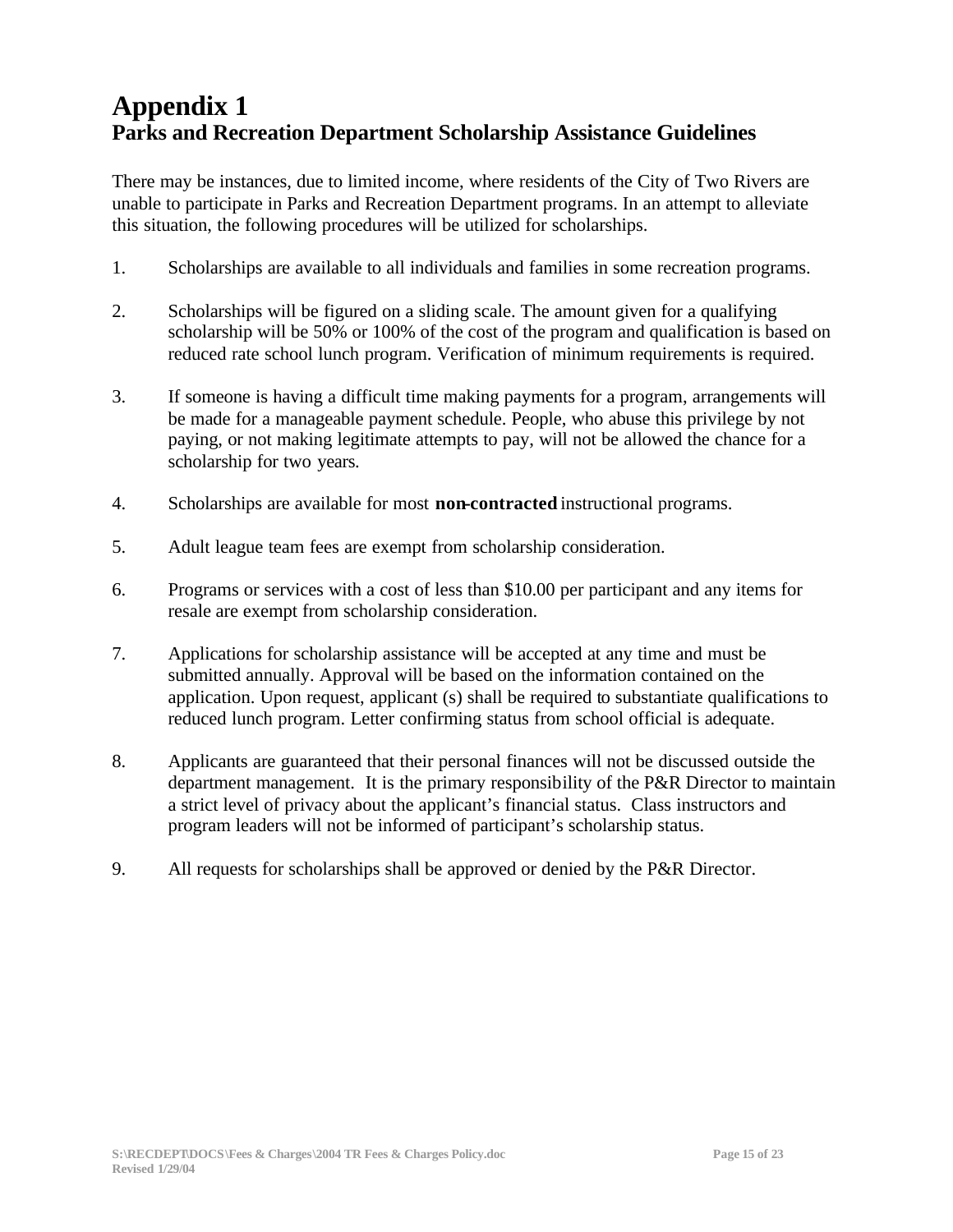# Appendix 1
## Parks and Recreation Department Scholarship Assistance Guidelines

There may be instances, due to limited income, where residents of the City of Two Rivers are unable to participate in Parks and Recreation Department programs. In an attempt to alleviate this situation, the following procedures will be utilized for scholarships.

1. Scholarships are available to all individuals and families in some recreation programs.

2. Scholarships will be figured on a sliding scale. The amount given for a qualifying scholarship will be 50% or 100% of the cost of the program and qualification is based on reduced rate school lunch program. Verification of minimum requirements is required.

3. If someone is having a difficult time making payments for a program, arrangements will be made for a manageable payment schedule. People, who abuse this privilege by not paying, or not making legitimate attempts to pay, will not be allowed the chance for a scholarship for two years.

4. Scholarships are available for most **non-contracted** instructional programs.

5. Adult league team fees are exempt from scholarship consideration.

6. Programs or services with a cost of less than $10.00 per participant and any items for resale are exempt from scholarship consideration.

7. Applications for scholarship assistance will be accepted at any time and must be submitted annually. Approval will be based on the information contained on the application. Upon request, applicant (s) shall be required to substantiate qualifications to reduced lunch program. Letter confirming status from school official is adequate.

8. Applicants are guaranteed that their personal finances will not be discussed outside the department management. It is the primary responsibility of the P&R Director to maintain a strict level of privacy about the applicant's financial status. Class instructors and program leaders will not be informed of participant's scholarship status.

9. All requests for scholarships shall be approved or denied by the P&R Director.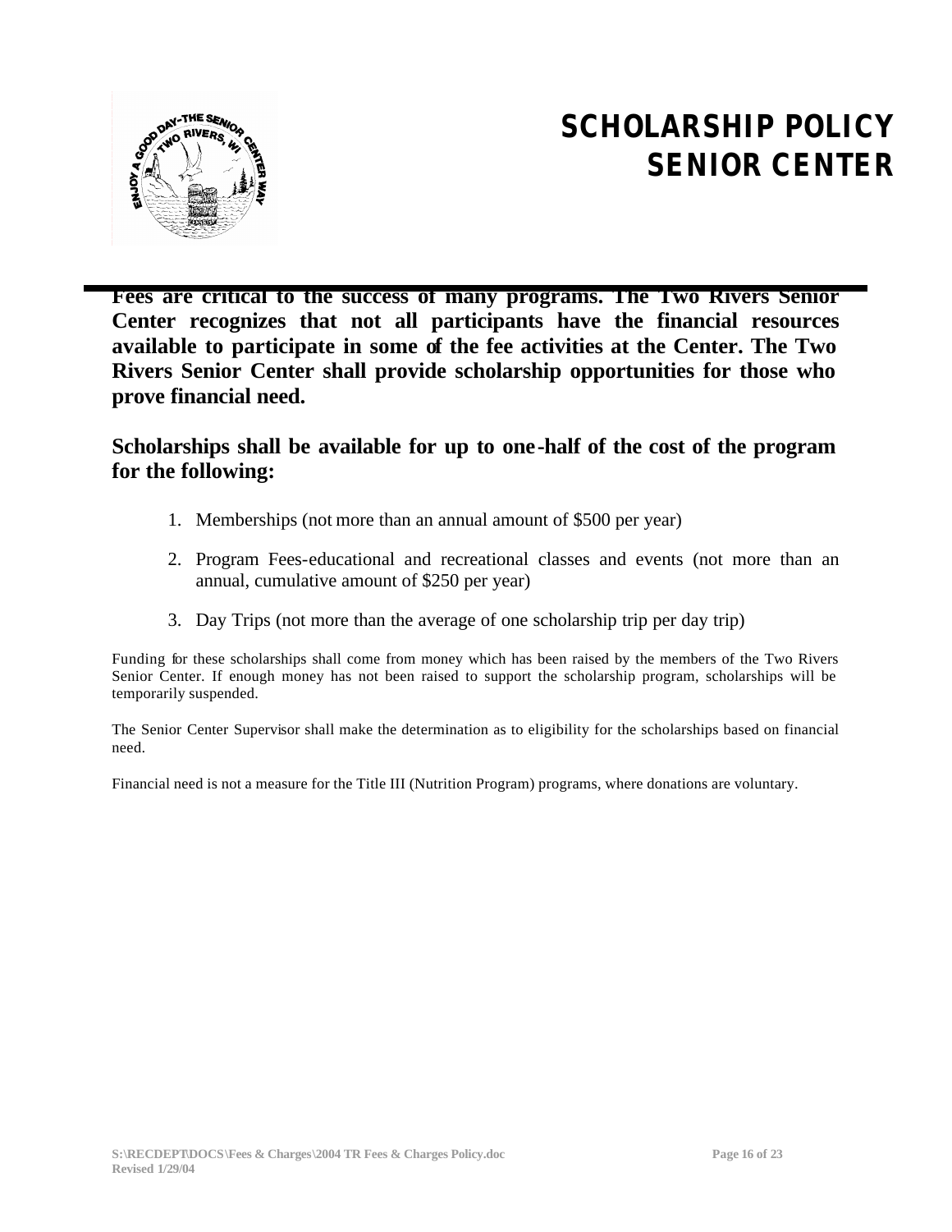# SCHOLARSHIP POLICY
# SENIOR CENTER

**Fees are critical to the success of many programs. The Two Rivers Senior Center recognizes that not all participants have the financial resources available to participate in some of the fee activities at the Center. The Two Rivers Senior Center shall provide scholarship opportunities for those who prove financial need.**

**Scholarships shall be available for up to one-half of the cost of the program for the following:**

1. Memberships (not more than an annual amount of $500 per year)
2. Program Fees-educational and recreational classes and events (not more than an annual, cumulative amount of $250 per year)
3. Day Trips (not more than the average of one scholarship trip per day trip)

Funding for these scholarships shall come from money which has been raised by the members of the Two Rivers Senior Center. If enough money has not been raised to support the scholarship program, scholarships will be temporarily suspended.

The Senior Center Supervisor shall make the determination as to eligibility for the scholarships based on financial need.

Financial need is not a measure for the Title III (Nutrition Program) programs, where donations are voluntary.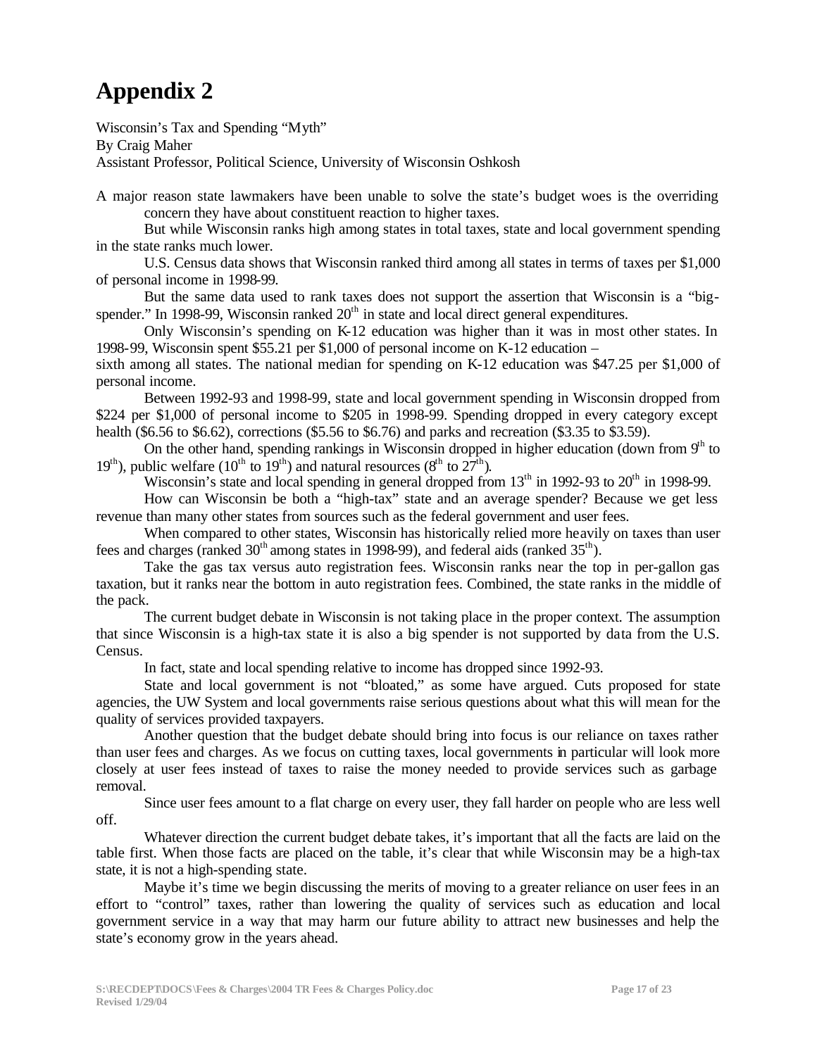# Appendix 2

Wisconsin's Tax and Spending "Myth"
By Craig Maher
Assistant Professor, Political Science, University of Wisconsin Oshkosh

A major reason state lawmakers have been unable to solve the state's budget woes is the overriding concern they have about constituent reaction to higher taxes.

But while Wisconsin ranks high among states in total taxes, state and local government spending in the state ranks much lower.

U.S. Census data shows that Wisconsin ranked third among all states in terms of taxes per $1,000 of personal income in 1998-99.

But the same data used to rank taxes does not support the assertion that Wisconsin is a "big-spender." In 1998-99, Wisconsin ranked 20th in state and local direct general expenditures.

Only Wisconsin's spending on K-12 education was higher than it was in most other states. In 1998-99, Wisconsin spent $55.21 per $1,000 of personal income on K-12 education – sixth among all states. The national median for spending on K-12 education was $47.25 per $1,000 of personal income.

Between 1992-93 and 1998-99, state and local government spending in Wisconsin dropped from $224 per $1,000 of personal income to $205 in 1998-99. Spending dropped in every category except health ($6.56 to $6.62), corrections ($5.56 to $6.76) and parks and recreation ($3.35 to $3.59).

On the other hand, spending rankings in Wisconsin dropped in higher education (down from 9th to 19th), public welfare (10th to 19th) and natural resources (8th to 27th).

Wisconsin's state and local spending in general dropped from 13th in 1992-93 to 20th in 1998-99.

How can Wisconsin be both a "high-tax" state and an average spender? Because we get less revenue than many other states from sources such as the federal government and user fees.

When compared to other states, Wisconsin has historically relied more heavily on taxes than user fees and charges (ranked 30th among states in 1998-99), and federal aids (ranked 35th).

Take the gas tax versus auto registration fees. Wisconsin ranks near the top in per-gallon gas taxation, but it ranks near the bottom in auto registration fees. Combined, the state ranks in the middle of the pack.

The current budget debate in Wisconsin is not taking place in the proper context. The assumption that since Wisconsin is a high-tax state it is also a big spender is not supported by data from the U.S. Census.

In fact, state and local spending relative to income has dropped since 1992-93.

State and local government is not "bloated," as some have argued. Cuts proposed for state agencies, the UW System and local governments raise serious questions about what this will mean for the quality of services provided taxpayers.

Another question that the budget debate should bring into focus is our reliance on taxes rather than user fees and charges. As we focus on cutting taxes, local governments in particular will look more closely at user fees instead of taxes to raise the money needed to provide services such as garbage removal.

Since user fees amount to a flat charge on every user, they fall harder on people who are less well off.

Whatever direction the current budget debate takes, it's important that all the facts are laid on the table first. When those facts are placed on the table, it's clear that while Wisconsin may be a high-tax state, it is not a high-spending state.

Maybe it's time we begin discussing the merits of moving to a greater reliance on user fees in an effort to "control" taxes, rather than lowering the quality of services such as education and local government service in a way that may harm our future ability to attract new businesses and help the state's economy grow in the years ahead.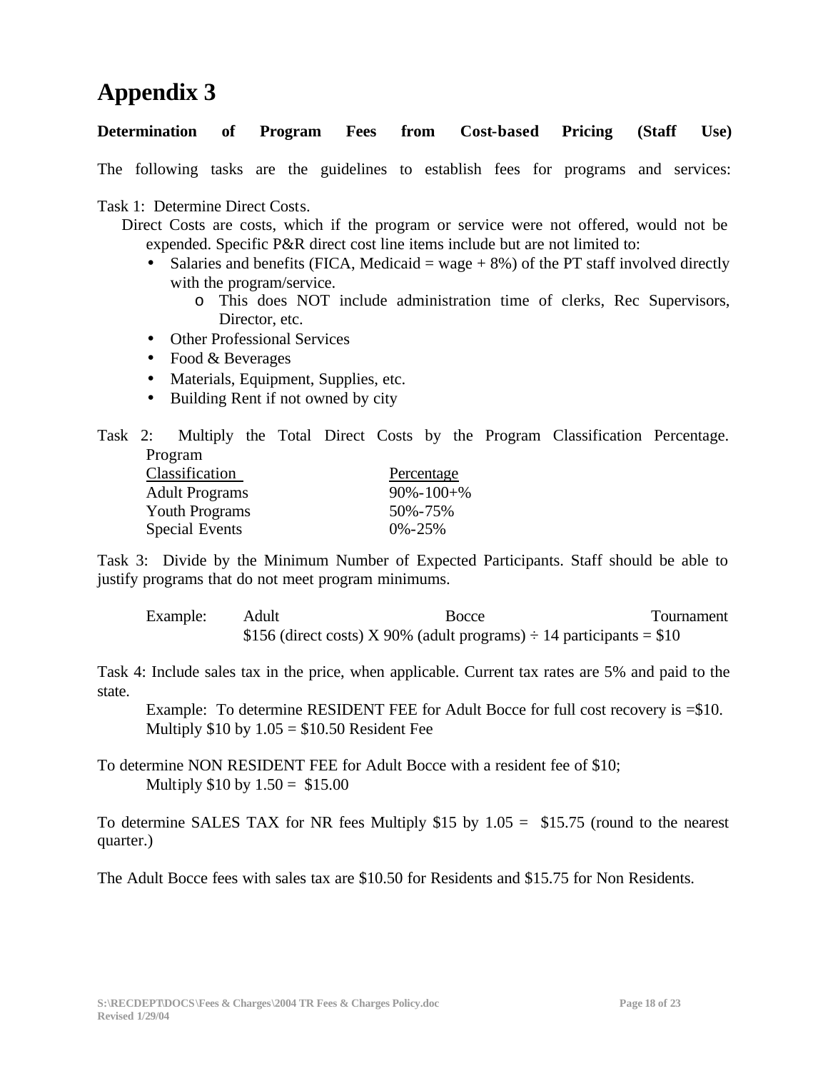# Appendix 3

**Determination of Program Fees from Cost-based Pricing (Staff Use)**

The following tasks are the guidelines to establish fees for programs and services:

Task 1: Determine Direct Costs.

Direct Costs are costs, which if the program or service were not offered, would not be expended. Specific P&R direct cost line items include but are not limited to:

- Salaries and benefits (FICA, Medicaid = wage + 8%) of the PT staff involved directly with the program/service.
  - This does NOT include administration time of clerks, Rec Supervisors, Director, etc.
- Other Professional Services
- Food & Beverages
- Materials, Equipment, Supplies, etc.
- Building Rent if not owned by city

Task 2: Multiply the Total Direct Costs by the Program Classification Percentage.

| Program Classification | Percentage |
|---|---|
| Adult Programs | 90%-100+% |
| Youth Programs | 50%-75% |
| Special Events | 0%-25% |

Task 3: Divide by the Minimum Number of Expected Participants. Staff should be able to justify programs that do not meet program minimums.

Example: Adult Bocce Tournament
$156 (direct costs) X 90% (adult programs) ÷ 14 participants = $10

Task 4: Include sales tax in the price, when applicable. Current tax rates are 5% and paid to the state.

Example: To determine RESIDENT FEE for Adult Bocce for full cost recovery is =$10.
Multiply $10 by 1.05 = $10.50 Resident Fee

To determine NON RESIDENT FEE for Adult Bocce with a resident fee of $10;
Multiply $10 by 1.50 = $15.00

To determine SALES TAX for NR fees Multiply $15 by 1.05 = $15.75 (round to the nearest quarter.)

The Adult Bocce fees with sales tax are $10.50 for Residents and $15.75 for Non Residents.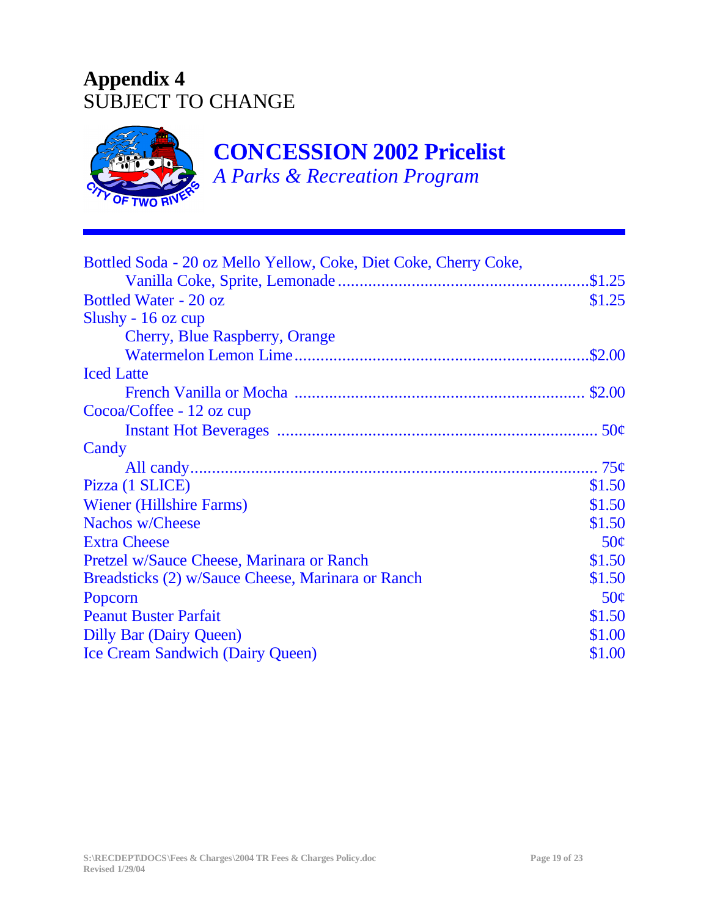**Appendix 4**
SUBJECT TO CHANGE

# CONCESSION 2002 Pricelist

*A Parks & Recreation Program*

| | |
|---|---|
| Bottled Soda - 20 oz Mello Yellow, Coke, Diet Coke, Cherry Coke, Vanilla Coke, Sprite, Lemonade | $1.25 |
| Bottled Water - 20 oz | $1.25 |
| Slushy - 16 oz cup Cherry, Blue Raspberry, Orange Watermelon Lemon Lime | $2.00 |
| Iced Latte French Vanilla or Mocha | $2.00 |
| Cocoa/Coffee - 12 oz cup Instant Hot Beverages | 50¢ |
| Candy All candy | 75¢ |
| Pizza (1 SLICE) | $1.50 |
| Wiener (Hillshire Farms) | $1.50 |
| Nachos w/Cheese | $1.50 |
| Extra Cheese | 50¢ |
| Pretzel w/Sauce Cheese, Marinara or Ranch | $1.50 |
| Breadsticks (2) w/Sauce Cheese, Marinara or Ranch | $1.50 |
| Popcorn | 50¢ |
| Peanut Buster Parfait | $1.50 |
| Dilly Bar (Dairy Queen) | $1.00 |
| Ice Cream Sandwich (Dairy Queen) | $1.00 |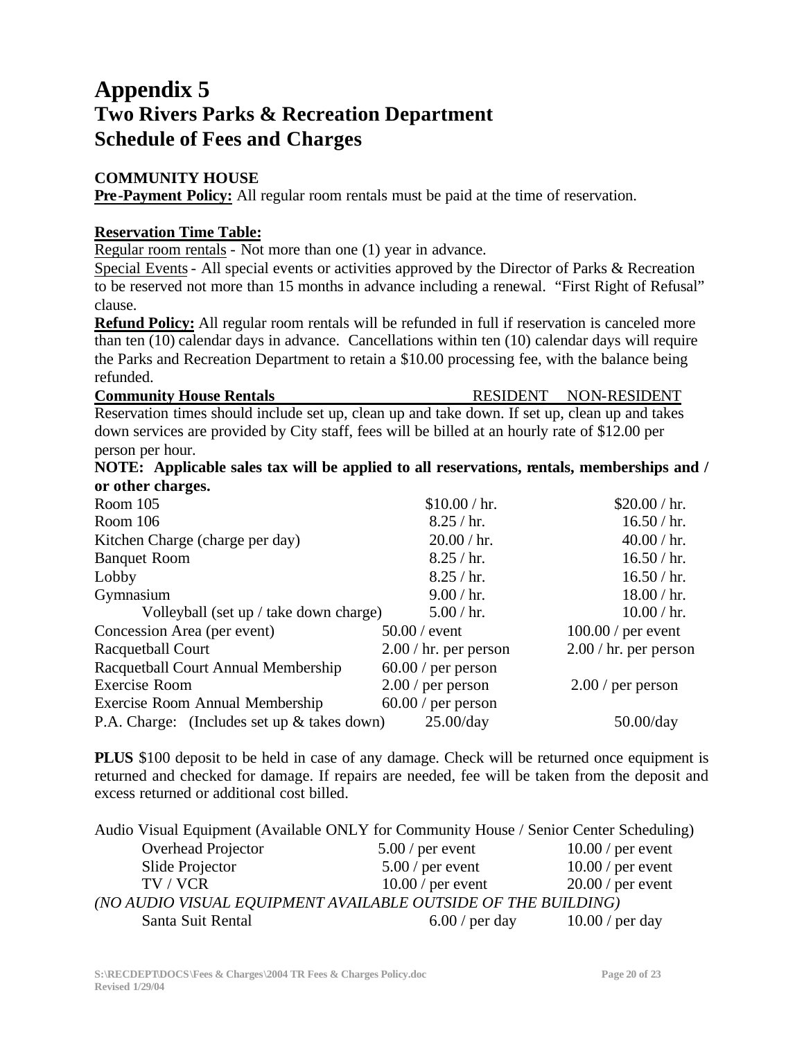# Appendix 5
## Two Rivers Parks & Recreation Department
## Schedule of Fees and Charges

**COMMUNITY HOUSE**

**Pre-Payment Policy:** All regular room rentals must be paid at the time of reservation.

**Reservation Time Table:**

Regular room rentals - Not more than one (1) year in advance.

Special Events - All special events or activities approved by the Director of Parks & Recreation to be reserved not more than 15 months in advance including a renewal. "First Right of Refusal" clause.

**Refund Policy:** All regular room rentals will be refunded in full if reservation is canceled more than ten (10) calendar days in advance. Cancellations within ten (10) calendar days will require the Parks and Recreation Department to retain a $10.00 processing fee, with the balance being refunded.

| **Community House Rentals** | RESIDENT | NON-RESIDENT |
|---|---|---|

Reservation times should include set up, clean up and take down. If set up, clean up and takes down services are provided by City staff, fees will be billed at an hourly rate of $12.00 per person per hour.

**NOTE: Applicable sales tax will be applied to all reservations, rentals, memberships and / or other charges.**

| | RESIDENT | NON-RESIDENT |
|---|---|---|
| Room 105 | $10.00 / hr. | $20.00 / hr. |
| Room 106 | 8.25 / hr. | 16.50 / hr. |
| Kitchen Charge (charge per day) | 20.00 / hr. | 40.00 / hr. |
| Banquet Room | 8.25 / hr. | 16.50 / hr. |
| Lobby | 8.25 / hr. | 16.50 / hr. |
| Gymnasium | 9.00 / hr. | 18.00 / hr. |
| Volleyball (set up / take down charge) | 5.00 / hr. | 10.00 / hr. |
| Concession Area (per event) | 50.00 / event | 100.00 / per event |
| Racquetball Court | 2.00 / hr. per person | 2.00 / hr. per person |
| Racquetball Court Annual Membership | 60.00 / per person | |
| Exercise Room | 2.00 / per person | 2.00 / per person |
| Exercise Room Annual Membership | 60.00 / per person | |
| P.A. Charge: (Includes set up & takes down) | 25.00/day | 50.00/day |

**PLUS** $100 deposit to be held in case of any damage. Check will be returned once equipment is returned and checked for damage. If repairs are needed, fee will be taken from the deposit and excess returned or additional cost billed.

Audio Visual Equipment (Available ONLY for Community House / Senior Center Scheduling)

| | RESIDENT | NON-RESIDENT |
|---|---|---|
| Overhead Projector | 5.00 / per event | 10.00 / per event |
| Slide Projector | 5.00 / per event | 10.00 / per event |
| TV / VCR | 10.00 / per event | 20.00 / per event |

*(NO AUDIO VISUAL EQUIPMENT AVAILABLE OUTSIDE OF THE BUILDING)*

| | RESIDENT | NON-RESIDENT |
|---|---|---|
| Santa Suit Rental | 6.00 / per day | 10.00 / per day |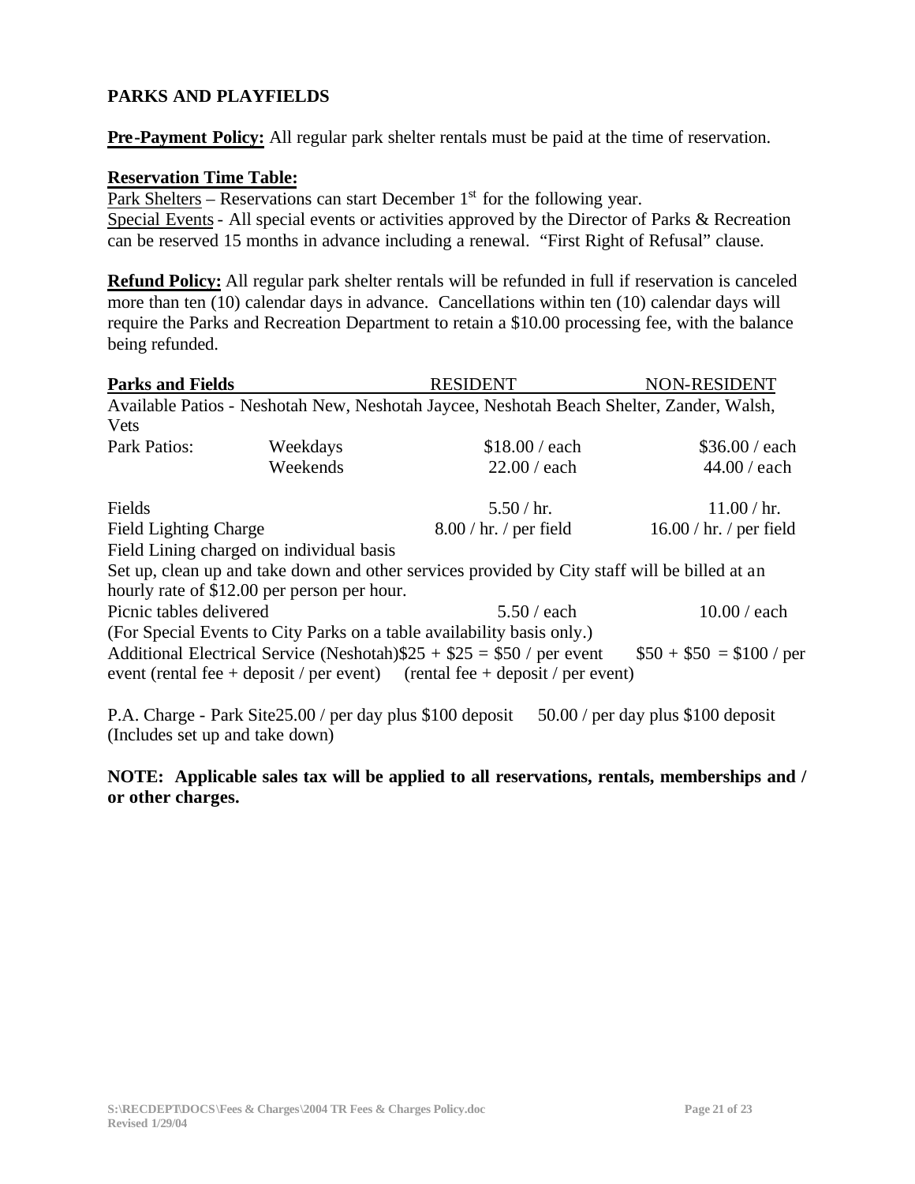**PARKS AND PLAYFIELDS**

**Pre-Payment Policy:** All regular park shelter rentals must be paid at the time of reservation.

**Reservation Time Table:**
Park Shelters – Reservations can start December 1st for the following year.
Special Events - All special events or activities approved by the Director of Parks & Recreation can be reserved 15 months in advance including a renewal. "First Right of Refusal" clause.

**Refund Policy:** All regular park shelter rentals will be refunded in full if reservation is canceled more than ten (10) calendar days in advance. Cancellations within ten (10) calendar days will require the Parks and Recreation Department to retain a $10.00 processing fee, with the balance being refunded.

| Parks and Fields | | RESIDENT | NON-RESIDENT |
|---|---|---|---|
| Available Patios - Neshotah New, Neshotah Jaycee, Neshotah Beach Shelter, Zander, Walsh, Vets | | | |
| Park Patios: | Weekdays | $18.00 / each | $36.00 / each |
| | Weekends | 22.00 / each | 44.00 / each |
| Fields | | 5.50 / hr. | 11.00 / hr. |
| Field Lighting Charge | | 8.00 / hr. / per field | 16.00 / hr. / per field |
| Field Lining charged on individual basis | | | |
| Set up, clean up and take down and other services provided by City staff will be billed at an hourly rate of $12.00 per person per hour. | | | |
| Picnic tables delivered | | 5.50 / each | 10.00 / each |
| (For Special Events to City Parks on a table availability basis only.) | | | |
| Additional Electrical Service (Neshotah) | | $25 + $25 = $50 / per event (rental fee + deposit / per event) | $50 + $50 = $100 / per event (rental fee + deposit / per event) |
| P.A. Charge - Park Site (Includes set up and take down) | | 25.00 / per day plus $100 deposit | 50.00 / per day plus $100 deposit |

**NOTE: Applicable sales tax will be applied to all reservations, rentals, memberships and / or other charges.**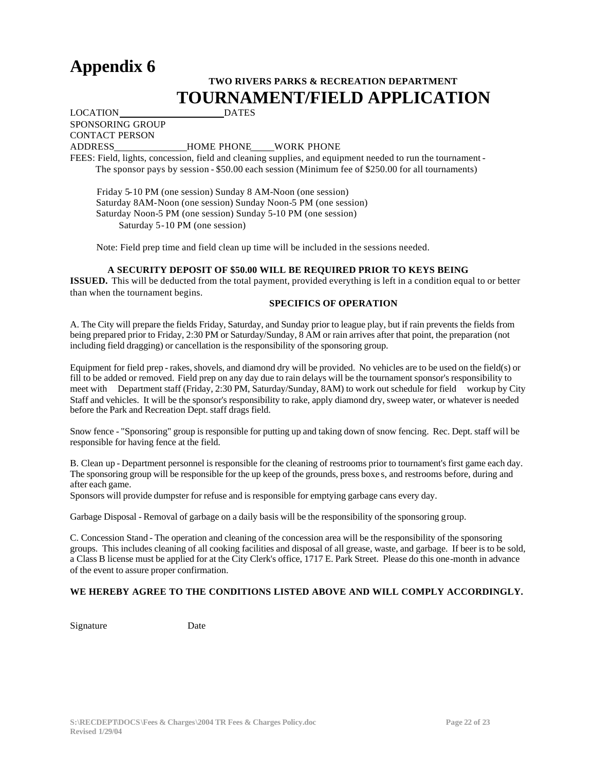# Appendix 6

**TWO RIVERS PARKS & RECREATION DEPARTMENT**

## TOURNAMENT/FIELD APPLICATION

LOCATION\_\_\_\_\_\_\_\_\_\_\_\_\_\_\_\_\_\_\_\_DATES

SPONSORING GROUP

CONTACT PERSON

ADDRESS\_\_\_\_\_\_\_\_\_\_\_\_\_\_HOME PHONE\_\_\_\_WORK PHONE

FEES: Field, lights, concession, field and cleaning supplies, and equipment needed to run the tournament - The sponsor pays by session - $50.00 each session (Minimum fee of $250.00 for all tournaments)

Friday 5-10 PM (one session) Sunday 8 AM-Noon (one session)
Saturday 8AM-Noon (one session) Sunday Noon-5 PM (one session)
Saturday Noon-5 PM (one session) Sunday 5-10 PM (one session)
Saturday 5-10 PM (one session)

Note: Field prep time and field clean up time will be included in the sessions needed.

**A SECURITY DEPOSIT OF $50.00 WILL BE REQUIRED PRIOR TO KEYS BEING ISSUED.** This will be deducted from the total payment, provided everything is left in a condition equal to or better than when the tournament begins.

**SPECIFICS OF OPERATION**

A. The City will prepare the fields Friday, Saturday, and Sunday prior to league play, but if rain prevents the fields from being prepared prior to Friday, 2:30 PM or Saturday/Sunday, 8 AM or rain arrives after that point, the preparation (not including field dragging) or cancellation is the responsibility of the sponsoring group.

Equipment for field prep - rakes, shovels, and diamond dry will be provided. No vehicles are to be used on the field(s) or fill to be added or removed. Field prep on any day due to rain delays will be the tournament sponsor's responsibility to meet with Department staff (Friday, 2:30 PM, Saturday/Sunday, 8AM) to work out schedule for field workup by City Staff and vehicles. It will be the sponsor's responsibility to rake, apply diamond dry, sweep water, or whatever is needed before the Park and Recreation Dept. staff drags field.

Snow fence - "Sponsoring" group is responsible for putting up and taking down of snow fencing. Rec. Dept. staff will be responsible for having fence at the field.

B. Clean up - Department personnel is responsible for the cleaning of restrooms prior to tournament's first game each day. The sponsoring group will be responsible for the up keep of the grounds, press boxes, and restrooms before, during and after each game.

Sponsors will provide dumpster for refuse and is responsible for emptying garbage cans every day.

Garbage Disposal - Removal of garbage on a daily basis will be the responsibility of the sponsoring group.

C. Concession Stand - The operation and cleaning of the concession area will be the responsibility of the sponsoring groups. This includes cleaning of all cooking facilities and disposal of all grease, waste, and garbage. If beer is to be sold, a Class B license must be applied for at the City Clerk's office, 1717 E. Park Street. Please do this one-month in advance of the event to assure proper confirmation.

**WE HEREBY AGREE TO THE CONDITIONS LISTED ABOVE AND WILL COMPLY ACCORDINGLY.**

Signature Date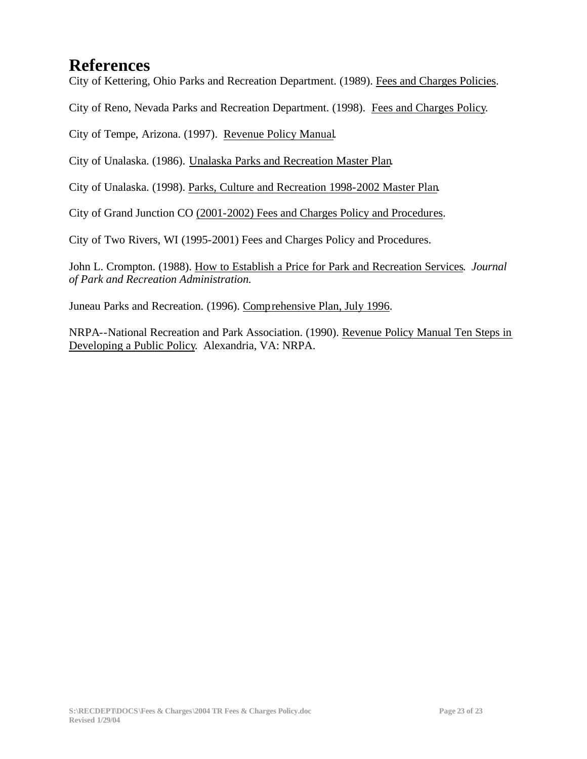# References

City of Kettering, Ohio Parks and Recreation Department. (1989). Fees and Charges Policies.

City of Reno, Nevada Parks and Recreation Department. (1998). Fees and Charges Policy.

City of Tempe, Arizona. (1997). Revenue Policy Manual.

City of Unalaska. (1986). Unalaska Parks and Recreation Master Plan.

City of Unalaska. (1998). Parks, Culture and Recreation 1998-2002 Master Plan.

City of Grand Junction CO (2001-2002) Fees and Charges Policy and Procedures.

City of Two Rivers, WI (1995-2001) Fees and Charges Policy and Procedures.

John L. Crompton. (1988). How to Establish a Price for Park and Recreation Services. *Journal of Park and Recreation Administration.*

Juneau Parks and Recreation. (1996). Comprehensive Plan, July 1996.

NRPA--National Recreation and Park Association. (1990). Revenue Policy Manual Ten Steps in Developing a Public Policy. Alexandria, VA: NRPA.